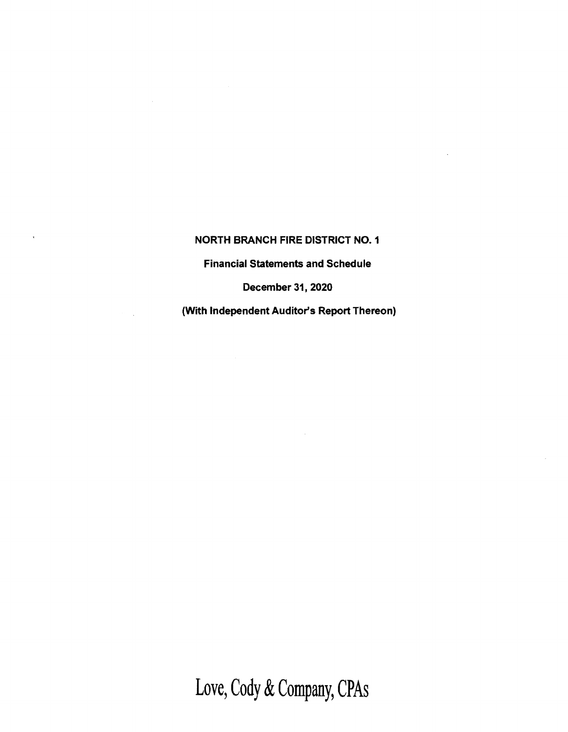# NORTH BRANCH FIRE DISTRICT NO. 1

**Financial Statements and Schedule**

**December 31, 2020**

**(With Independent Auditor's Report Thereon)**

Love, Cody & Company, CPAs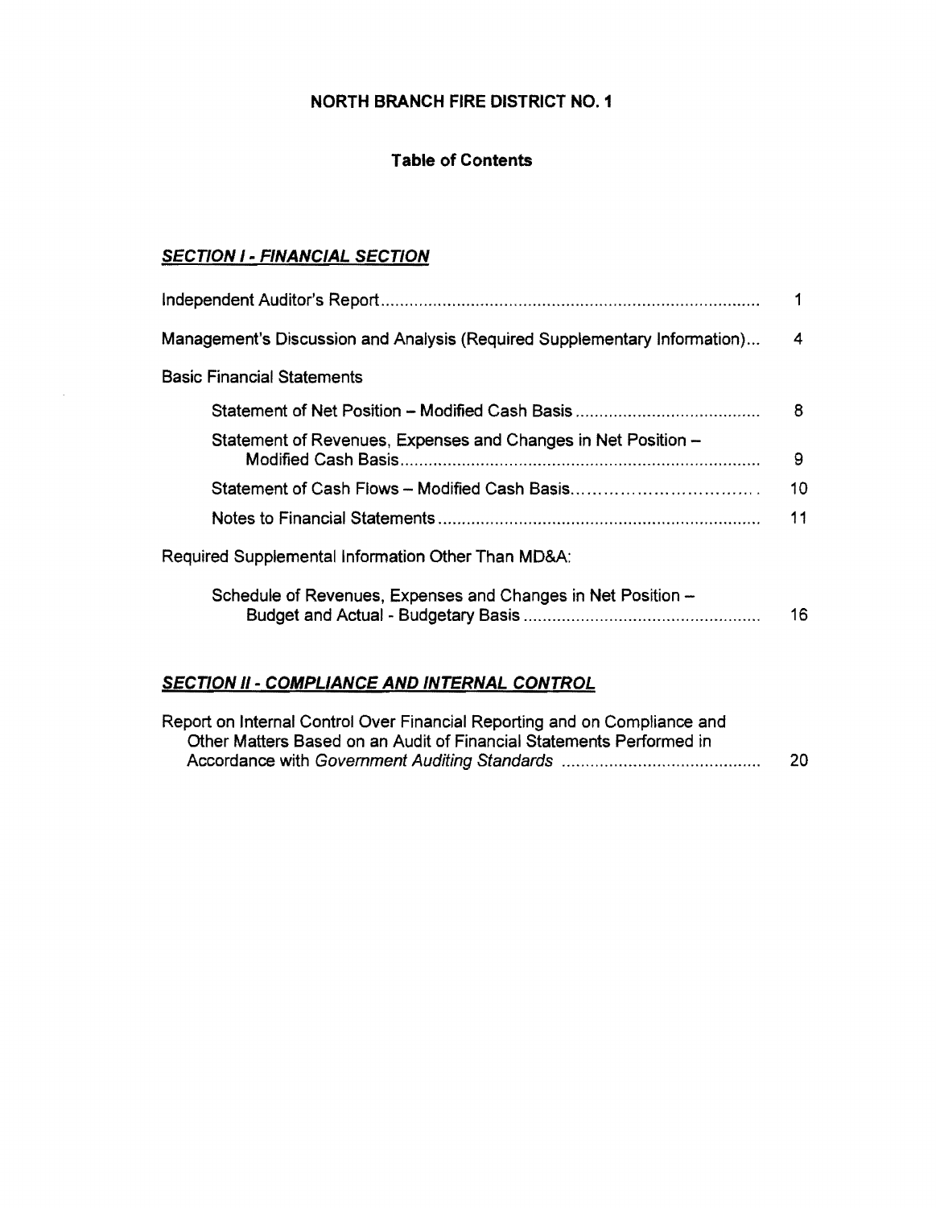# NORTH BRANCH FIRE DISTRICT NO. 1

## Table of Contents

### *SECTION I - FINANCIAL SECTION*

| | |
|---|---|
| Independent Auditor's Report | 1 |
| Management's Discussion and Analysis (Required Supplementary Information) | 4 |
| Basic Financial Statements | |
| Statement of Net Position – Modified Cash Basis | 8 |
| Statement of Revenues, Expenses and Changes in Net Position – Modified Cash Basis | 9 |
| Statement of Cash Flows – Modified Cash Basis | 10 |
| Notes to Financial Statements | 11 |
| Required Supplemental Information Other Than MD&A: | |
| Schedule of Revenues, Expenses and Changes in Net Position – Budget and Actual - Budgetary Basis | 16 |

### *SECTION II - COMPLIANCE AND INTERNAL CONTROL*

| | |
|---|---|
| Report on Internal Control Over Financial Reporting and on Compliance and Other Matters Based on an Audit of Financial Statements Performed in Accordance with *Government Auditing Standards* | 20 |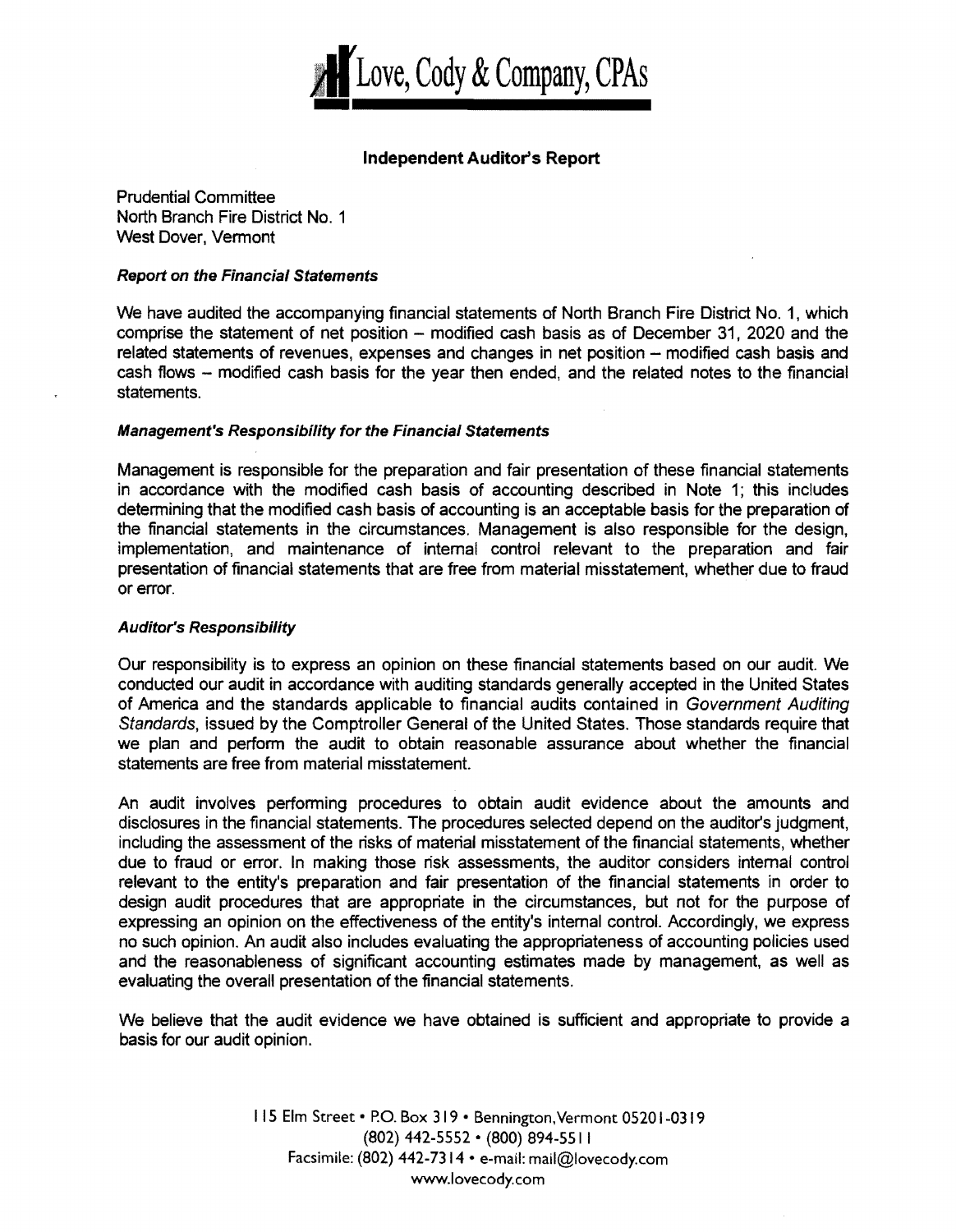# Love, Cody & Company, CPAs

## Independent Auditor's Report

Prudential Committee
North Branch Fire District No. 1
West Dover, Vermont

### *Report on the Financial Statements*

We have audited the accompanying financial statements of North Branch Fire District No. 1, which comprise the statement of net position – modified cash basis as of December 31, 2020 and the related statements of revenues, expenses and changes in net position – modified cash basis and cash flows – modified cash basis for the year then ended, and the related notes to the financial statements.

### *Management's Responsibility for the Financial Statements*

Management is responsible for the preparation and fair presentation of these financial statements in accordance with the modified cash basis of accounting described in Note 1; this includes determining that the modified cash basis of accounting is an acceptable basis for the preparation of the financial statements in the circumstances. Management is also responsible for the design, implementation, and maintenance of internal control relevant to the preparation and fair presentation of financial statements that are free from material misstatement, whether due to fraud or error.

### *Auditor's Responsibility*

Our responsibility is to express an opinion on these financial statements based on our audit. We conducted our audit in accordance with auditing standards generally accepted in the United States of America and the standards applicable to financial audits contained in *Government Auditing Standards*, issued by the Comptroller General of the United States. Those standards require that we plan and perform the audit to obtain reasonable assurance about whether the financial statements are free from material misstatement.

An audit involves performing procedures to obtain audit evidence about the amounts and disclosures in the financial statements. The procedures selected depend on the auditor's judgment, including the assessment of the risks of material misstatement of the financial statements, whether due to fraud or error. In making those risk assessments, the auditor considers internal control relevant to the entity's preparation and fair presentation of the financial statements in order to design audit procedures that are appropriate in the circumstances, but not for the purpose of expressing an opinion on the effectiveness of the entity's internal control. Accordingly, we express no such opinion. An audit also includes evaluating the appropriateness of accounting policies used and the reasonableness of significant accounting estimates made by management, as well as evaluating the overall presentation of the financial statements.

We believe that the audit evidence we have obtained is sufficient and appropriate to provide a basis for our audit opinion.

115 Elm Street • P.O. Box 319 • Bennington, Vermont 05201-0319
(802) 442-5552 • (800) 894-5511
Facsimile: (802) 442-7314 • e-mail: mail@lovecody.com
www.lovecody.com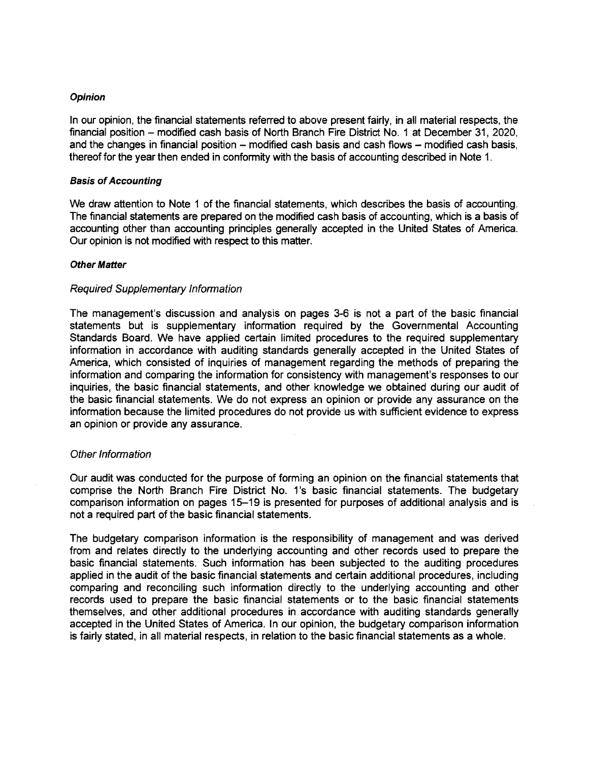***Opinion***

In our opinion, the financial statements referred to above present fairly, in all material respects, the financial position – modified cash basis of North Branch Fire District No. 1 at December 31, 2020, and the changes in financial position – modified cash basis and cash flows – modified cash basis, thereof for the year then ended in conformity with the basis of accounting described in Note 1.

***Basis of Accounting***

We draw attention to Note 1 of the financial statements, which describes the basis of accounting. The financial statements are prepared on the modified cash basis of accounting, which is a basis of accounting other than accounting principles generally accepted in the United States of America. Our opinion is not modified with respect to this matter.

***Other Matter***

*Required Supplementary Information*

The management's discussion and analysis on pages 3-6 is not a part of the basic financial statements but is supplementary information required by the Governmental Accounting Standards Board. We have applied certain limited procedures to the required supplementary information in accordance with auditing standards generally accepted in the United States of America, which consisted of inquiries of management regarding the methods of preparing the information and comparing the information for consistency with management's responses to our inquiries, the basic financial statements, and other knowledge we obtained during our audit of the basic financial statements. We do not express an opinion or provide any assurance on the information because the limited procedures do not provide us with sufficient evidence to express an opinion or provide any assurance.

*Other Information*

Our audit was conducted for the purpose of forming an opinion on the financial statements that comprise the North Branch Fire District No. 1's basic financial statements. The budgetary comparison information on pages 15–19 is presented for purposes of additional analysis and is not a required part of the basic financial statements.

The budgetary comparison information is the responsibility of management and was derived from and relates directly to the underlying accounting and other records used to prepare the basic financial statements. Such information has been subjected to the auditing procedures applied in the audit of the basic financial statements and certain additional procedures, including comparing and reconciling such information directly to the underlying accounting and other records used to prepare the basic financial statements or to the basic financial statements themselves, and other additional procedures in accordance with auditing standards generally accepted in the United States of America. In our opinion, the budgetary comparison information is fairly stated, in all material respects, in relation to the basic financial statements as a whole.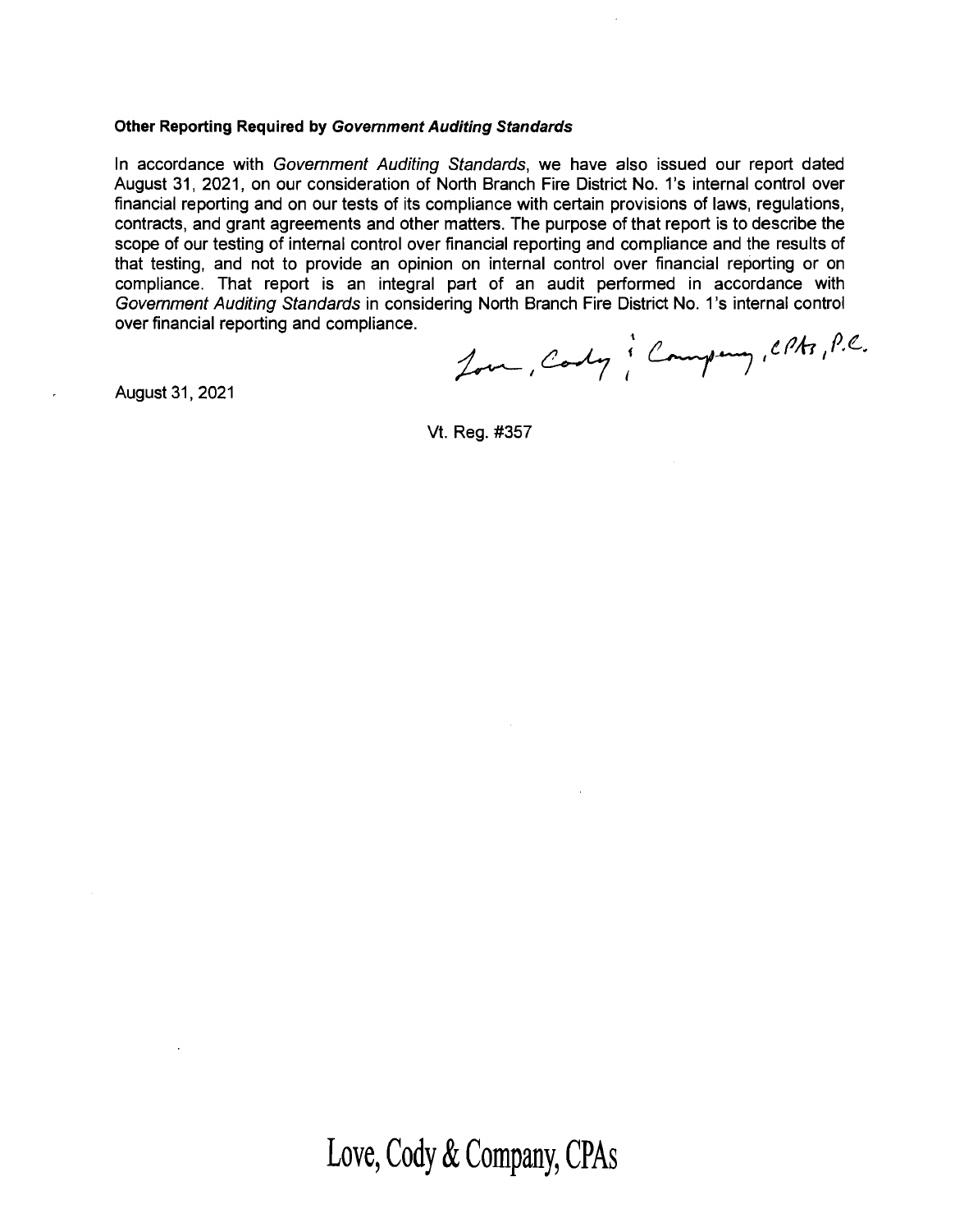**Other Reporting Required by *Government Auditing Standards***

In accordance with *Government Auditing Standards*, we have also issued our report dated August 31, 2021, on our consideration of North Branch Fire District No. 1's internal control over financial reporting and on our tests of its compliance with certain provisions of laws, regulations, contracts, and grant agreements and other matters. The purpose of that report is to describe the scope of our testing of internal control over financial reporting and compliance and the results of that testing, and not to provide an opinion on internal control over financial reporting or on compliance. That report is an integral part of an audit performed in accordance with *Government Auditing Standards* in considering North Branch Fire District No. 1's internal control over financial reporting and compliance.

Love, Cody & Company, CPAs, P.C.

August 31, 2021

Vt. Reg. #357

Love, Cody & Company, CPAs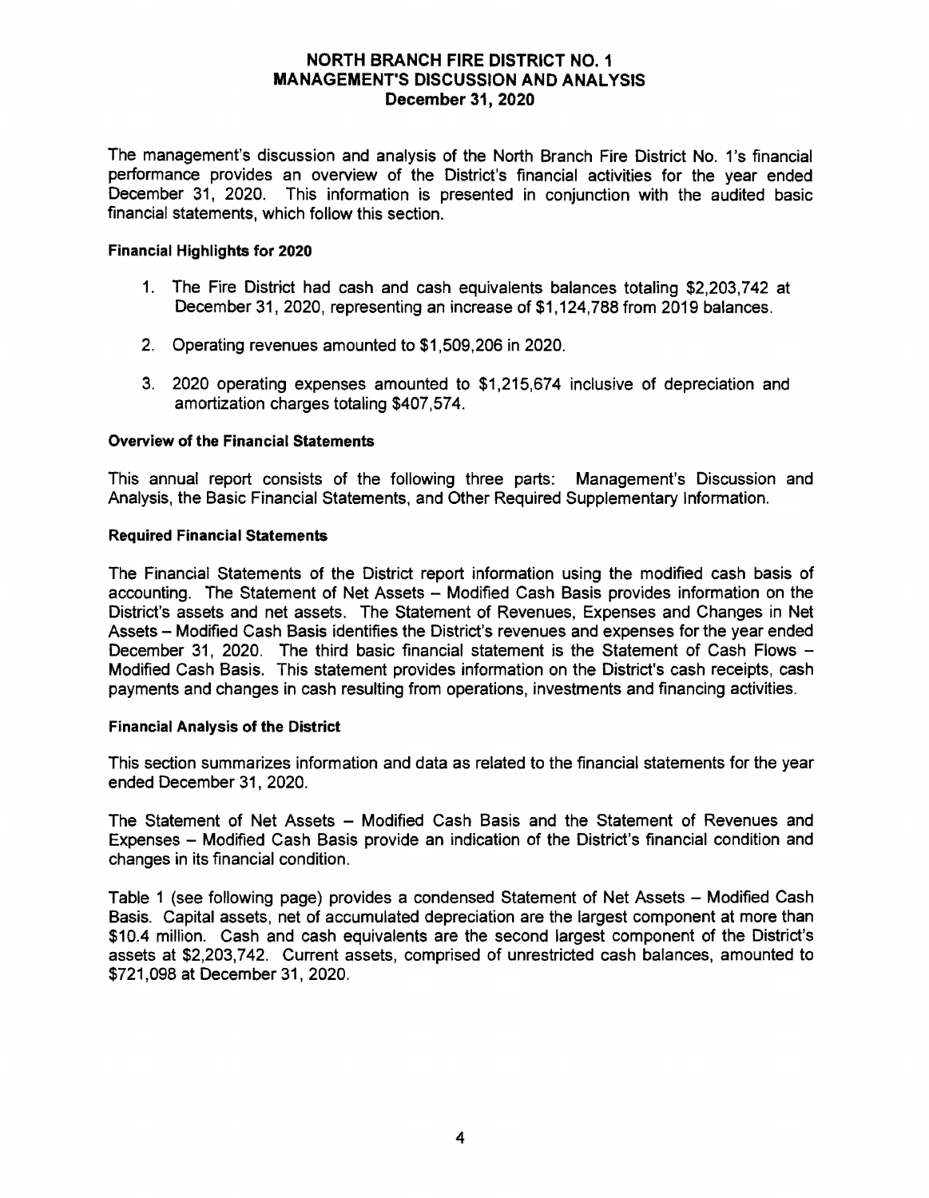# NORTH BRANCH FIRE DISTRICT NO. 1
## MANAGEMENT'S DISCUSSION AND ANALYSIS
### December 31, 2020

The management's discussion and analysis of the North Branch Fire District No. 1's financial performance provides an overview of the District's financial activities for the year ended December 31, 2020. This information is presented in conjunction with the audited basic financial statements, which follow this section.

**Financial Highlights for 2020**

1. The Fire District had cash and cash equivalents balances totaling $2,203,742 at December 31, 2020, representing an increase of $1,124,788 from 2019 balances.

2. Operating revenues amounted to $1,509,206 in 2020.

3. 2020 operating expenses amounted to $1,215,674 inclusive of depreciation and amortization charges totaling $407,574.

**Overview of the Financial Statements**

This annual report consists of the following three parts: Management's Discussion and Analysis, the Basic Financial Statements, and Other Required Supplementary Information.

**Required Financial Statements**

The Financial Statements of the District report information using the modified cash basis of accounting. The Statement of Net Assets – Modified Cash Basis provides information on the District's assets and net assets. The Statement of Revenues, Expenses and Changes in Net Assets – Modified Cash Basis identifies the District's revenues and expenses for the year ended December 31, 2020. The third basic financial statement is the Statement of Cash Flows – Modified Cash Basis. This statement provides information on the District's cash receipts, cash payments and changes in cash resulting from operations, investments and financing activities.

**Financial Analysis of the District**

This section summarizes information and data as related to the financial statements for the year ended December 31, 2020.

The Statement of Net Assets – Modified Cash Basis and the Statement of Revenues and Expenses – Modified Cash Basis provide an indication of the District's financial condition and changes in its financial condition.

Table 1 (see following page) provides a condensed Statement of Net Assets – Modified Cash Basis. Capital assets, net of accumulated depreciation are the largest component at more than $10.4 million. Cash and cash equivalents are the second largest component of the District's assets at $2,203,742. Current assets, comprised of unrestricted cash balances, amounted to $721,098 at December 31, 2020.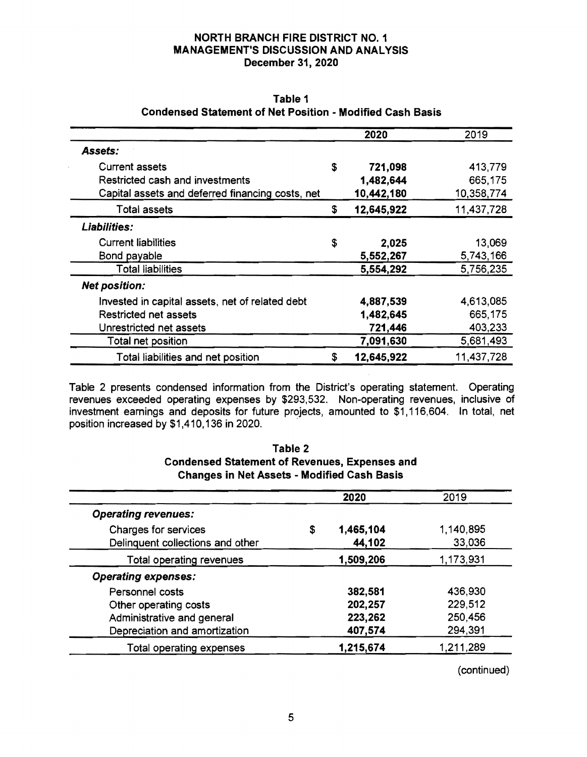# NORTH BRANCH FIRE DISTRICT NO. 1
## MANAGEMENT'S DISCUSSION AND ANALYSIS
### December 31, 2020

**Table 1**
**Condensed Statement of Net Position - Modified Cash Basis**

| | | 2020 | 2019 |
|---|---|---|---|
| ***Assets:*** | | | |
| Current assets | $ | **721,098** | 413,779 |
| Restricted cash and investments | | **1,482,644** | 665,175 |
| Capital assets and deferred financing costs, net | | **10,442,180** | 10,358,774 |
| Total assets | $ | **12,645,922** | 11,437,728 |
| ***Liabilities:*** | | | |
| Current liabilities | $ | **2,025** | 13,069 |
| Bond payable | | **5,552,267** | 5,743,166 |
| Total liabilities | | **5,554,292** | 5,756,235 |
| ***Net position:*** | | | |
| Invested in capital assets, net of related debt | | **4,887,539** | 4,613,085 |
| Restricted net assets | | **1,482,645** | 665,175 |
| Unrestricted net assets | | **721,446** | 403,233 |
| Total net position | | **7,091,630** | 5,681,493 |
| Total liabilities and net position | $ | **12,645,922** | 11,437,728 |

Table 2 presents condensed information from the District's operating statement. Operating revenues exceeded operating expenses by $293,532. Non-operating revenues, inclusive of investment earnings and deposits for future projects, amounted to $1,116,604. In total, net position increased by $1,410,136 in 2020.

**Table 2**
**Condensed Statement of Revenues, Expenses and Changes in Net Assets - Modified Cash Basis**

| | | 2020 | 2019 |
|---|---|---|---|
| ***Operating revenues:*** | | | |
| Charges for services | $ | **1,465,104** | 1,140,895 |
| Delinquent collections and other | | **44,102** | 33,036 |
| Total operating revenues | | **1,509,206** | 1,173,931 |
| ***Operating expenses:*** | | | |
| Personnel costs | | **382,581** | 436,930 |
| Other operating costs | | **202,257** | 229,512 |
| Administrative and general | | **223,262** | 250,456 |
| Depreciation and amortization | | **407,574** | 294,391 |
| Total operating expenses | | **1,215,674** | 1,211,289 |

(continued)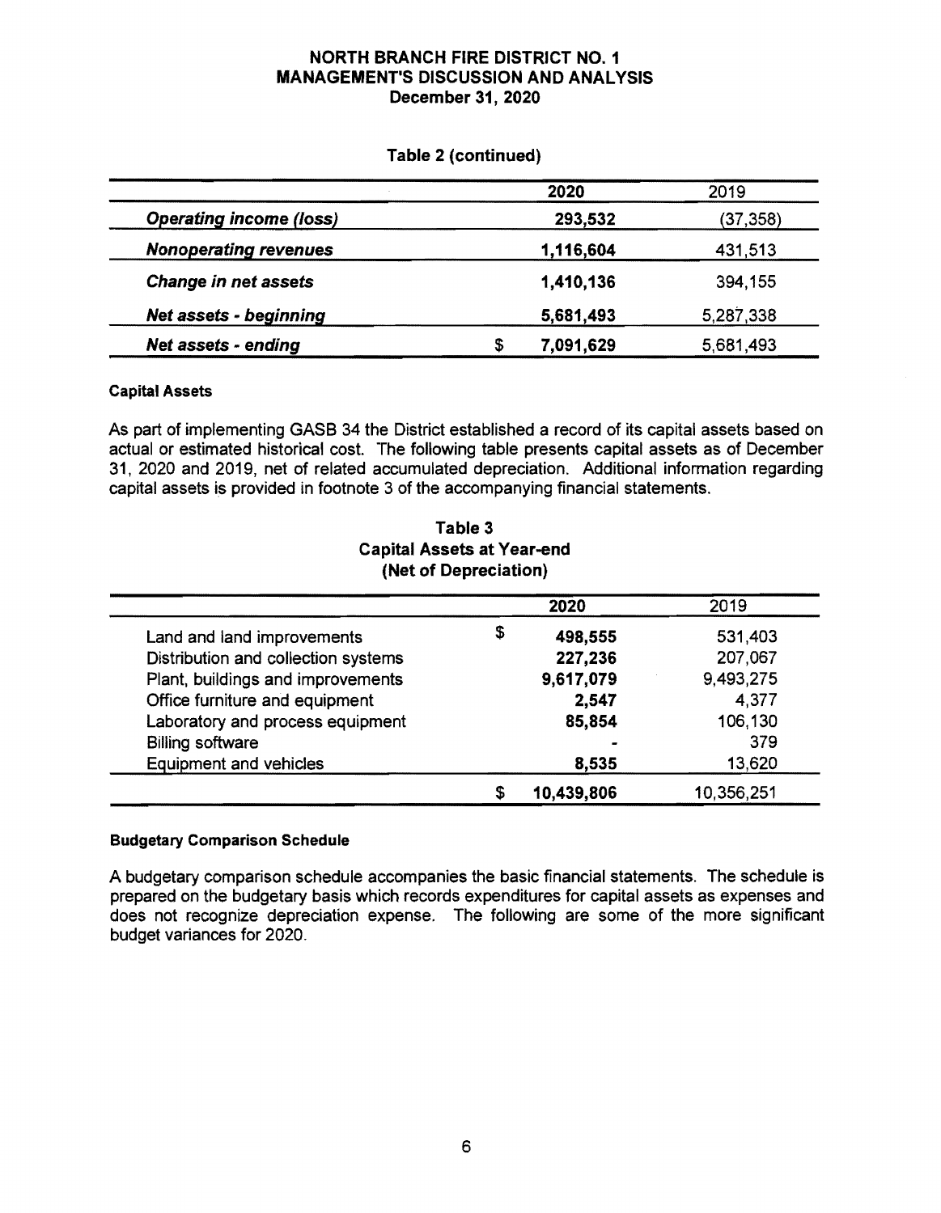### Table 2 (continued)

| | 2020 | 2019 |
|---|---|---|
| ***Operating income (loss)*** | **293,532** | (37,358) |
| ***Nonoperating revenues*** | **1,116,604** | 431,513 |
| ***Change in net assets*** | **1,410,136** | 394,155 |
| ***Net assets - beginning*** | **5,681,493** | 5,287,338 |
| ***Net assets - ending*** | **$ 7,091,629** | 5,681,493 |

#### Capital Assets

As part of implementing GASB 34 the District established a record of its capital assets based on actual or estimated historical cost. The following table presents capital assets as of December 31, 2020 and 2019, net of related accumulated depreciation. Additional information regarding capital assets is provided in footnote 3 of the accompanying financial statements.

### Table 3
### Capital Assets at Year-end
### (Net of Depreciation)

| | 2020 | 2019 |
|---|---|---|
| Land and land improvements | **$ 498,555** | 531,403 |
| Distribution and collection systems | **227,236** | 207,067 |
| Plant, buildings and improvements | **9,617,079** | 9,493,275 |
| Office furniture and equipment | **2,547** | 4,377 |
| Laboratory and process equipment | **85,854** | 106,130 |
| Billing software | **-** | 379 |
| Equipment and vehicles | **8,535** | 13,620 |
| | **$ 10,439,806** | 10,356,251 |

#### Budgetary Comparison Schedule

A budgetary comparison schedule accompanies the basic financial statements. The schedule is prepared on the budgetary basis which records expenditures for capital assets as expenses and does not recognize depreciation expense. The following are some of the more significant budget variances for 2020.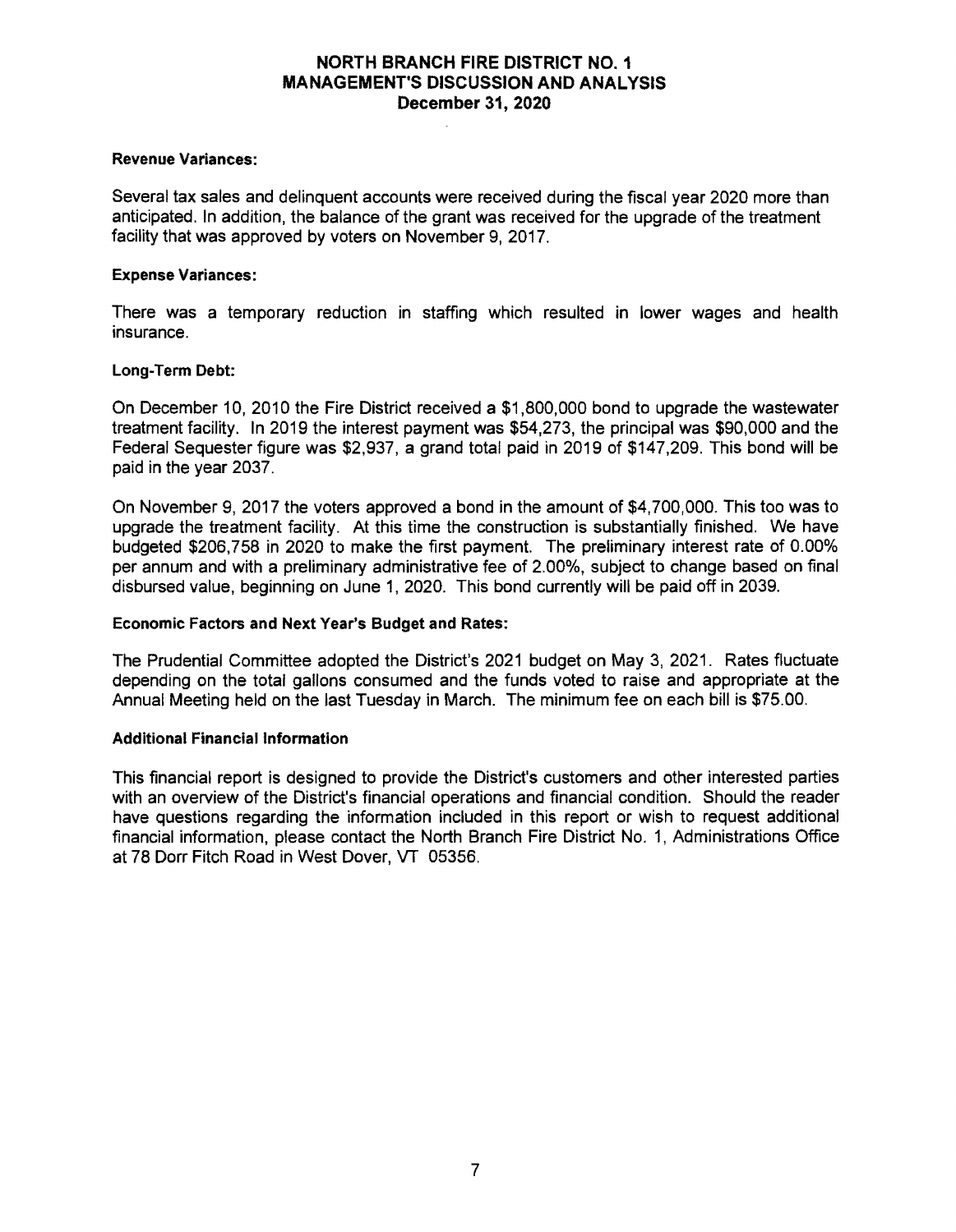**Revenue Variances:**

Several tax sales and delinquent accounts were received during the fiscal year 2020 more than anticipated. In addition, the balance of the grant was received for the upgrade of the treatment facility that was approved by voters on November 9, 2017.

**Expense Variances:**

There was a temporary reduction in staffing which resulted in lower wages and health insurance.

**Long-Term Debt:**

On December 10, 2010 the Fire District received a $1,800,000 bond to upgrade the wastewater treatment facility. In 2019 the interest payment was $54,273, the principal was $90,000 and the Federal Sequester figure was $2,937, a grand total paid in 2019 of $147,209. This bond will be paid in the year 2037.

On November 9, 2017 the voters approved a bond in the amount of $4,700,000. This too was to upgrade the treatment facility. At this time the construction is substantially finished. We have budgeted $206,758 in 2020 to make the first payment. The preliminary interest rate of 0.00% per annum and with a preliminary administrative fee of 2.00%, subject to change based on final disbursed value, beginning on June 1, 2020. This bond currently will be paid off in 2039.

**Economic Factors and Next Year's Budget and Rates:**

The Prudential Committee adopted the District's 2021 budget on May 3, 2021. Rates fluctuate depending on the total gallons consumed and the funds voted to raise and appropriate at the Annual Meeting held on the last Tuesday in March. The minimum fee on each bill is $75.00.

**Additional Financial Information**

This financial report is designed to provide the District's customers and other interested parties with an overview of the District's financial operations and financial condition. Should the reader have questions regarding the information included in this report or wish to request additional financial information, please contact the North Branch Fire District No. 1, Administrations Office at 78 Dorr Fitch Road in West Dover, VT 05356.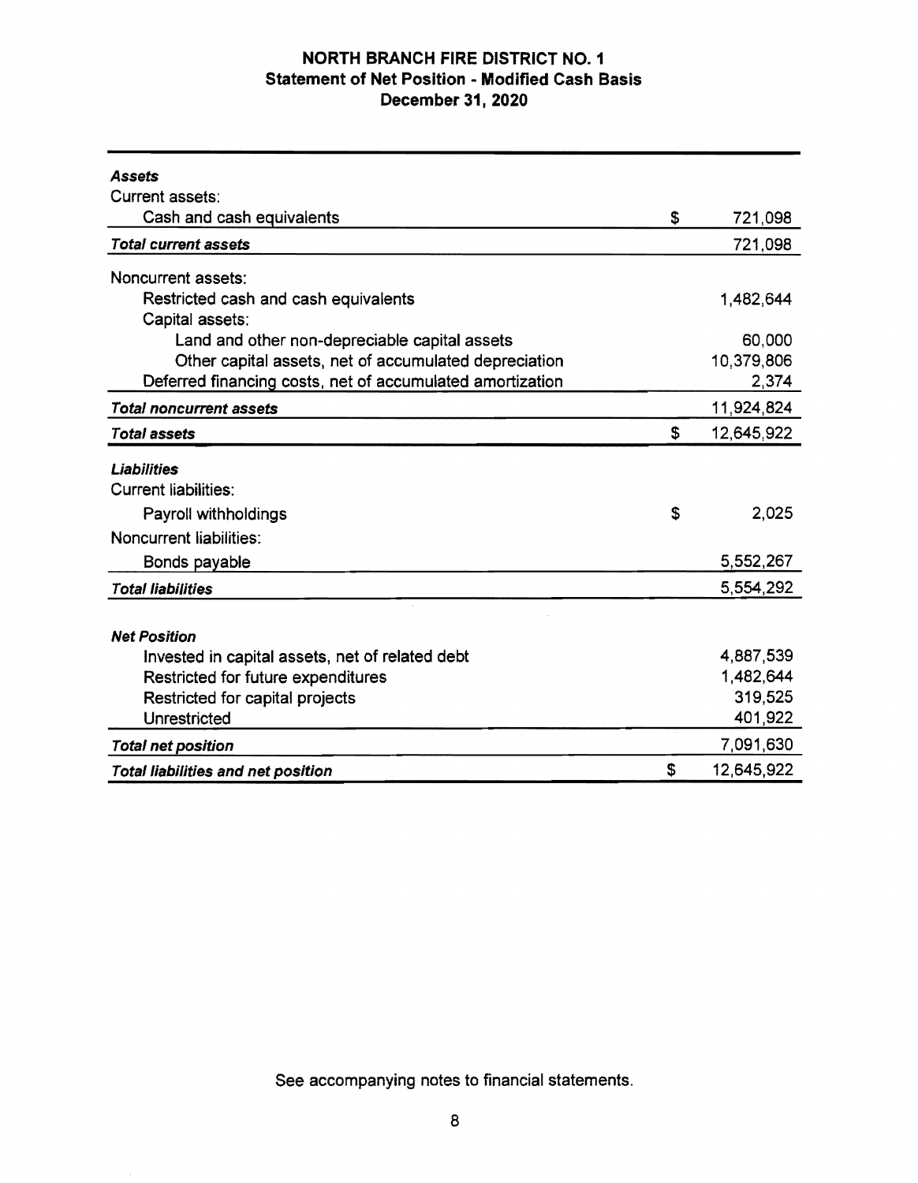# NORTH BRANCH FIRE DISTRICT NO. 1
## Statement of Net Position - Modified Cash Basis
### December 31, 2020

| | | |
|---|---|---|
| ***Assets*** | | |
| Current assets: | | |
| Cash and cash equivalents | $ | 721,098 |
| ***Total current assets*** | | 721,098 |
| Noncurrent assets: | | |
| Restricted cash and cash equivalents | | 1,482,644 |
| Capital assets: | | |
| Land and other non-depreciable capital assets | | 60,000 |
| Other capital assets, net of accumulated depreciation | | 10,379,806 |
| Deferred financing costs, net of accumulated amortization | | 2,374 |
| ***Total noncurrent assets*** | | 11,924,824 |
| ***Total assets*** | $ | 12,645,922 |
| ***Liabilities*** | | |
| Current liabilities: | | |
| Payroll withholdings | $ | 2,025 |
| Noncurrent liabilities: | | |
| Bonds payable | | 5,552,267 |
| ***Total liabilities*** | | 5,554,292 |
| ***Net Position*** | | |
| Invested in capital assets, net of related debt | | 4,887,539 |
| Restricted for future expenditures | | 1,482,644 |
| Restricted for capital projects | | 319,525 |
| Unrestricted | | 401,922 |
| ***Total net position*** | | 7,091,630 |
| ***Total liabilities and net position*** | $ | 12,645,922 |

See accompanying notes to financial statements.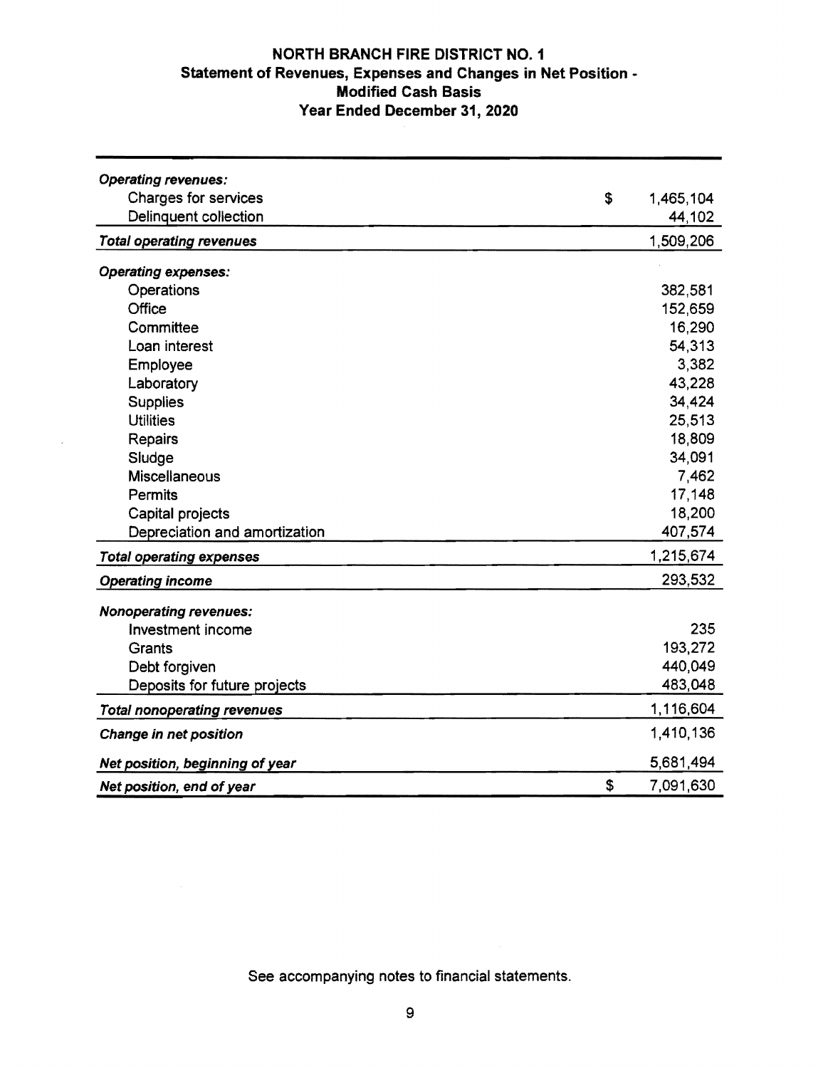# NORTH BRANCH FIRE DISTRICT NO. 1
## Statement of Revenues, Expenses and Changes in Net Position - Modified Cash Basis
### Year Ended December 31, 2020

| | | |
|---|---|---|
| ***Operating revenues:*** | | |
| Charges for services | $ | 1,465,104 |
| Delinquent collection | | 44,102 |
| ***Total operating revenues*** | | 1,509,206 |
| ***Operating expenses:*** | | |
| Operations | | 382,581 |
| Office | | 152,659 |
| Committee | | 16,290 |
| Loan interest | | 54,313 |
| Employee | | 3,382 |
| Laboratory | | 43,228 |
| Supplies | | 34,424 |
| Utilities | | 25,513 |
| Repairs | | 18,809 |
| Sludge | | 34,091 |
| Miscellaneous | | 7,462 |
| Permits | | 17,148 |
| Capital projects | | 18,200 |
| Depreciation and amortization | | 407,574 |
| ***Total operating expenses*** | | 1,215,674 |
| ***Operating income*** | | 293,532 |
| ***Nonoperating revenues:*** | | |
| Investment income | | 235 |
| Grants | | 193,272 |
| Debt forgiven | | 440,049 |
| Deposits for future projects | | 483,048 |
| ***Total nonoperating revenues*** | | 1,116,604 |
| ***Change in net position*** | | 1,410,136 |
| ***Net position, beginning of year*** | | 5,681,494 |
| ***Net position, end of year*** | $ | 7,091,630 |

See accompanying notes to financial statements.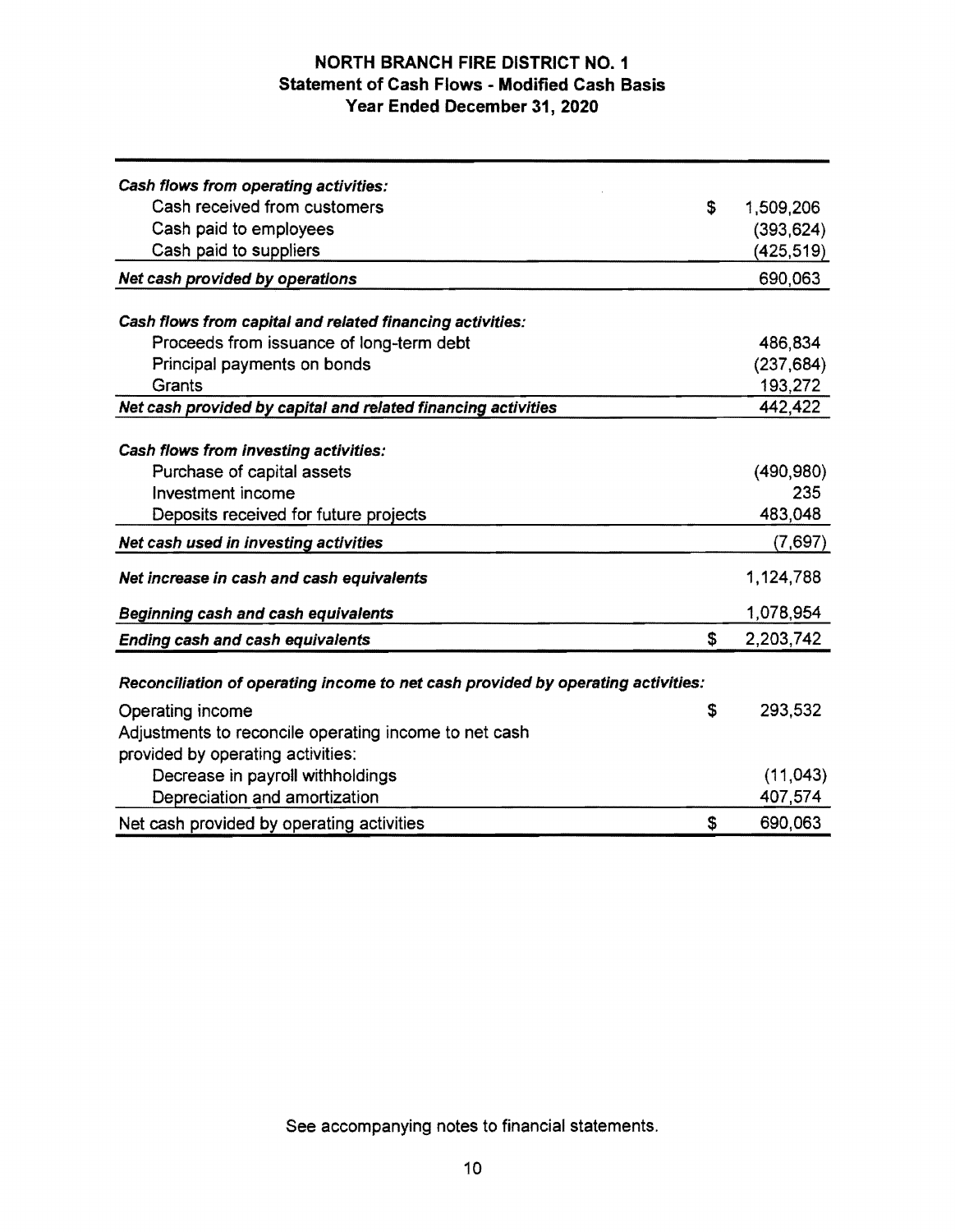# NORTH BRANCH FIRE DISTRICT NO. 1
## Statement of Cash Flows - Modified Cash Basis
### Year Ended December 31, 2020

| | | |
|---|---|---|
| ***Cash flows from operating activities:*** | | |
| Cash received from customers | $ | 1,509,206 |
| Cash paid to employees | | (393,624) |
| Cash paid to suppliers | | (425,519) |
| ***Net cash provided by operations*** | | 690,063 |
| | | |
| ***Cash flows from capital and related financing activities:*** | | |
| Proceeds from issuance of long-term debt | | 486,834 |
| Principal payments on bonds | | (237,684) |
| Grants | | 193,272 |
| ***Net cash provided by capital and related financing activities*** | | 442,422 |
| | | |
| ***Cash flows from investing activities:*** | | |
| Purchase of capital assets | | (490,980) |
| Investment income | | 235 |
| Deposits received for future projects | | 483,048 |
| ***Net cash used in investing activities*** | | (7,697) |
| | | |
| ***Net increase in cash and cash equivalents*** | | 1,124,788 |
| | | |
| ***Beginning cash and cash equivalents*** | | 1,078,954 |
| ***Ending cash and cash equivalents*** | $ | 2,203,742 |
| | | |
| ***Reconciliation of operating income to net cash provided by operating activities:*** | | |
| Operating income | $ | 293,532 |
| Adjustments to reconcile operating income to net cash provided by operating activities: | | |
| Decrease in payroll withholdings | | (11,043) |
| Depreciation and amortization | | 407,574 |
| Net cash provided by operating activities | $ | 690,063 |

See accompanying notes to financial statements.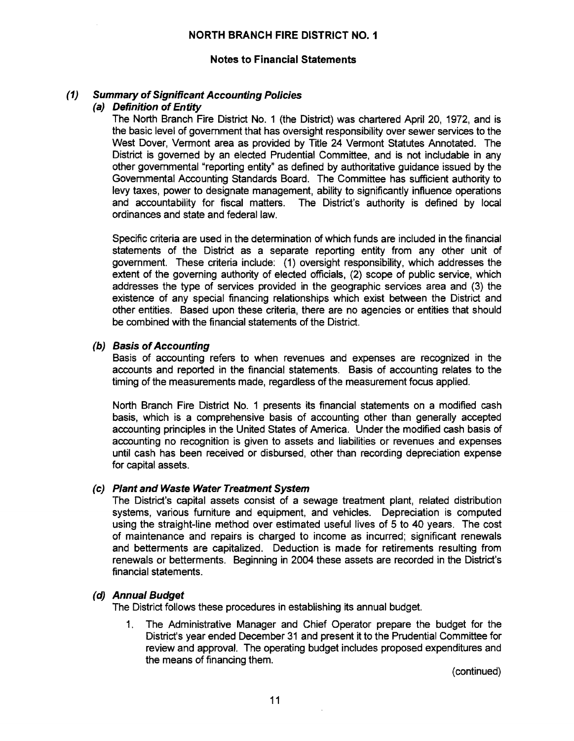# NORTH BRANCH FIRE DISTRICT NO. 1

## Notes to Financial Statements

### *(1) Summary of Significant Accounting Policies*

#### *(a) Definition of Entity*

The North Branch Fire District No. 1 (the District) was chartered April 20, 1972, and is the basic level of government that has oversight responsibility over sewer services to the West Dover, Vermont area as provided by Title 24 Vermont Statutes Annotated. The District is governed by an elected Prudential Committee, and is not includable in any other governmental "reporting entity" as defined by authoritative guidance issued by the Governmental Accounting Standards Board. The Committee has sufficient authority to levy taxes, power to designate management, ability to significantly influence operations and accountability for fiscal matters. The District's authority is defined by local ordinances and state and federal law.

Specific criteria are used in the determination of which funds are included in the financial statements of the District as a separate reporting entity from any other unit of government. These criteria include: (1) oversight responsibility, which addresses the extent of the governing authority of elected officials, (2) scope of public service, which addresses the type of services provided in the geographic services area and (3) the existence of any special financing relationships which exist between the District and other entities. Based upon these criteria, there are no agencies or entities that should be combined with the financial statements of the District.

#### *(b) Basis of Accounting*

Basis of accounting refers to when revenues and expenses are recognized in the accounts and reported in the financial statements. Basis of accounting relates to the timing of the measurements made, regardless of the measurement focus applied.

North Branch Fire District No. 1 presents its financial statements on a modified cash basis, which is a comprehensive basis of accounting other than generally accepted accounting principles in the United States of America. Under the modified cash basis of accounting no recognition is given to assets and liabilities or revenues and expenses until cash has been received or disbursed, other than recording depreciation expense for capital assets.

#### *(c) Plant and Waste Water Treatment System*

The District's capital assets consist of a sewage treatment plant, related distribution systems, various furniture and equipment, and vehicles. Depreciation is computed using the straight-line method over estimated useful lives of 5 to 40 years. The cost of maintenance and repairs is charged to income as incurred; significant renewals and betterments are capitalized. Deduction is made for retirements resulting from renewals or betterments. Beginning in 2004 these assets are recorded in the District's financial statements.

#### *(d) Annual Budget*

The District follows these procedures in establishing its annual budget.

1. The Administrative Manager and Chief Operator prepare the budget for the District's year ended December 31 and present it to the Prudential Committee for review and approval. The operating budget includes proposed expenditures and the means of financing them.

(continued)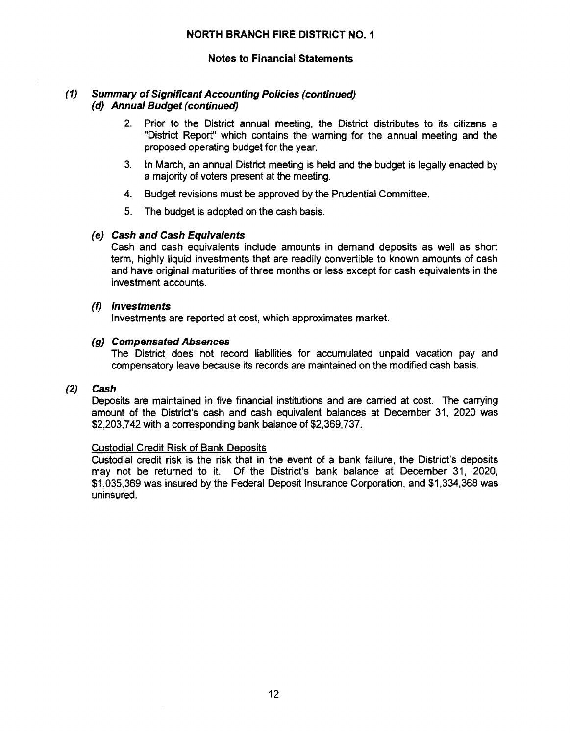# NORTH BRANCH FIRE DISTRICT NO. 1

## Notes to Financial Statements

### *(1) Summary of Significant Accounting Policies (continued)*

#### *(d) Annual Budget (continued)*

2. Prior to the District annual meeting, the District distributes to its citizens a "District Report" which contains the warning for the annual meeting and the proposed operating budget for the year.
3. In March, an annual District meeting is held and the budget is legally enacted by a majority of voters present at the meeting.
4. Budget revisions must be approved by the Prudential Committee.
5. The budget is adopted on the cash basis.

#### *(e) Cash and Cash Equivalents*

Cash and cash equivalents include amounts in demand deposits as well as short term, highly liquid investments that are readily convertible to known amounts of cash and have original maturities of three months or less except for cash equivalents in the investment accounts.

#### *(f) Investments*

Investments are reported at cost, which approximates market.

#### *(g) Compensated Absences*

The District does not record liabilities for accumulated unpaid vacation pay and compensatory leave because its records are maintained on the modified cash basis.

### *(2) Cash*

Deposits are maintained in five financial institutions and are carried at cost. The carrying amount of the District's cash and cash equivalent balances at December 31, 2020 was $2,203,742 with a corresponding bank balance of $2,369,737.

Custodial Credit Risk of Bank Deposits

Custodial credit risk is the risk that in the event of a bank failure, the District's deposits may not be returned to it. Of the District's bank balance at December 31, 2020, $1,035,369 was insured by the Federal Deposit Insurance Corporation, and $1,334,368 was uninsured.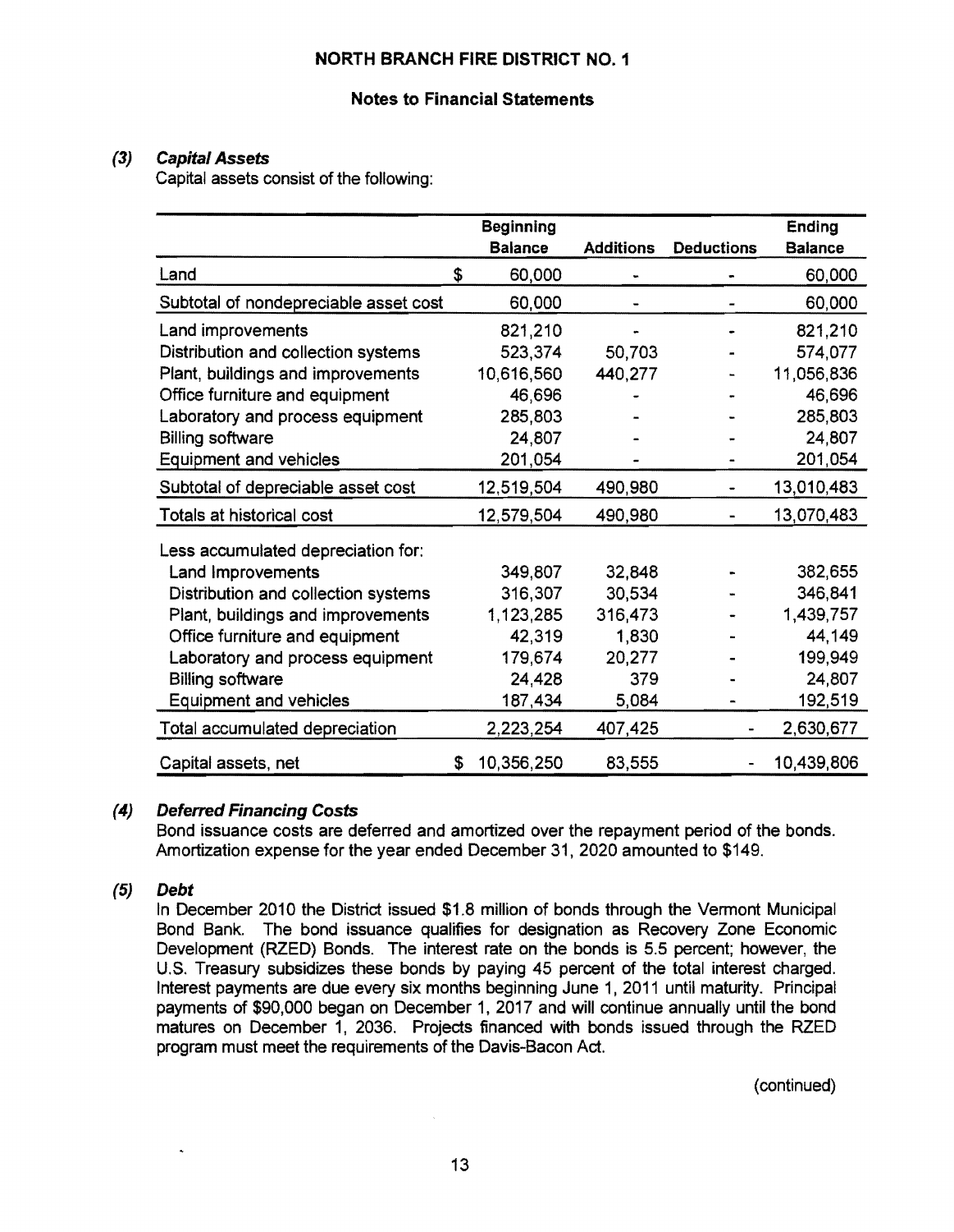# NORTH BRANCH FIRE DISTRICT NO. 1

## Notes to Financial Statements

### *(3) Capital Assets*

Capital assets consist of the following:

| | Beginning Balance | Additions | Deductions | Ending Balance |
|---|---|---|---|---|
| Land | $ 60,000 | - | - | 60,000 |
| Subtotal of nondepreciable asset cost | 60,000 | - | - | 60,000 |
| Land improvements | 821,210 | - | - | 821,210 |
| Distribution and collection systems | 523,374 | 50,703 | - | 574,077 |
| Plant, buildings and improvements | 10,616,560 | 440,277 | - | 11,056,836 |
| Office furniture and equipment | 46,696 | - | - | 46,696 |
| Laboratory and process equipment | 285,803 | - | - | 285,803 |
| Billing software | 24,807 | - | - | 24,807 |
| Equipment and vehicles | 201,054 | - | - | 201,054 |
| Subtotal of depreciable asset cost | 12,519,504 | 490,980 | - | 13,010,483 |
| Totals at historical cost | 12,579,504 | 490,980 | - | 13,070,483 |
| Less accumulated depreciation for: | | | | |
| Land Improvements | 349,807 | 32,848 | - | 382,655 |
| Distribution and collection systems | 316,307 | 30,534 | - | 346,841 |
| Plant, buildings and improvements | 1,123,285 | 316,473 | - | 1,439,757 |
| Office furniture and equipment | 42,319 | 1,830 | - | 44,149 |
| Laboratory and process equipment | 179,674 | 20,277 | - | 199,949 |
| Billing software | 24,428 | 379 | - | 24,807 |
| Equipment and vehicles | 187,434 | 5,084 | - | 192,519 |
| Total accumulated depreciation | 2,223,254 | 407,425 | - | 2,630,677 |
| Capital assets, net | $ 10,356,250 | 83,555 | - | 10,439,806 |

### *(4) Deferred Financing Costs*

Bond issuance costs are deferred and amortized over the repayment period of the bonds. Amortization expense for the year ended December 31, 2020 amounted to $149.

### *(5) Debt*

In December 2010 the District issued $1.8 million of bonds through the Vermont Municipal Bond Bank. The bond issuance qualifies for designation as Recovery Zone Economic Development (RZED) Bonds. The interest rate on the bonds is 5.5 percent; however, the U.S. Treasury subsidizes these bonds by paying 45 percent of the total interest charged. Interest payments are due every six months beginning June 1, 2011 until maturity. Principal payments of $90,000 began on December 1, 2017 and will continue annually until the bond matures on December 1, 2036. Projects financed with bonds issued through the RZED program must meet the requirements of the Davis-Bacon Act.

(continued)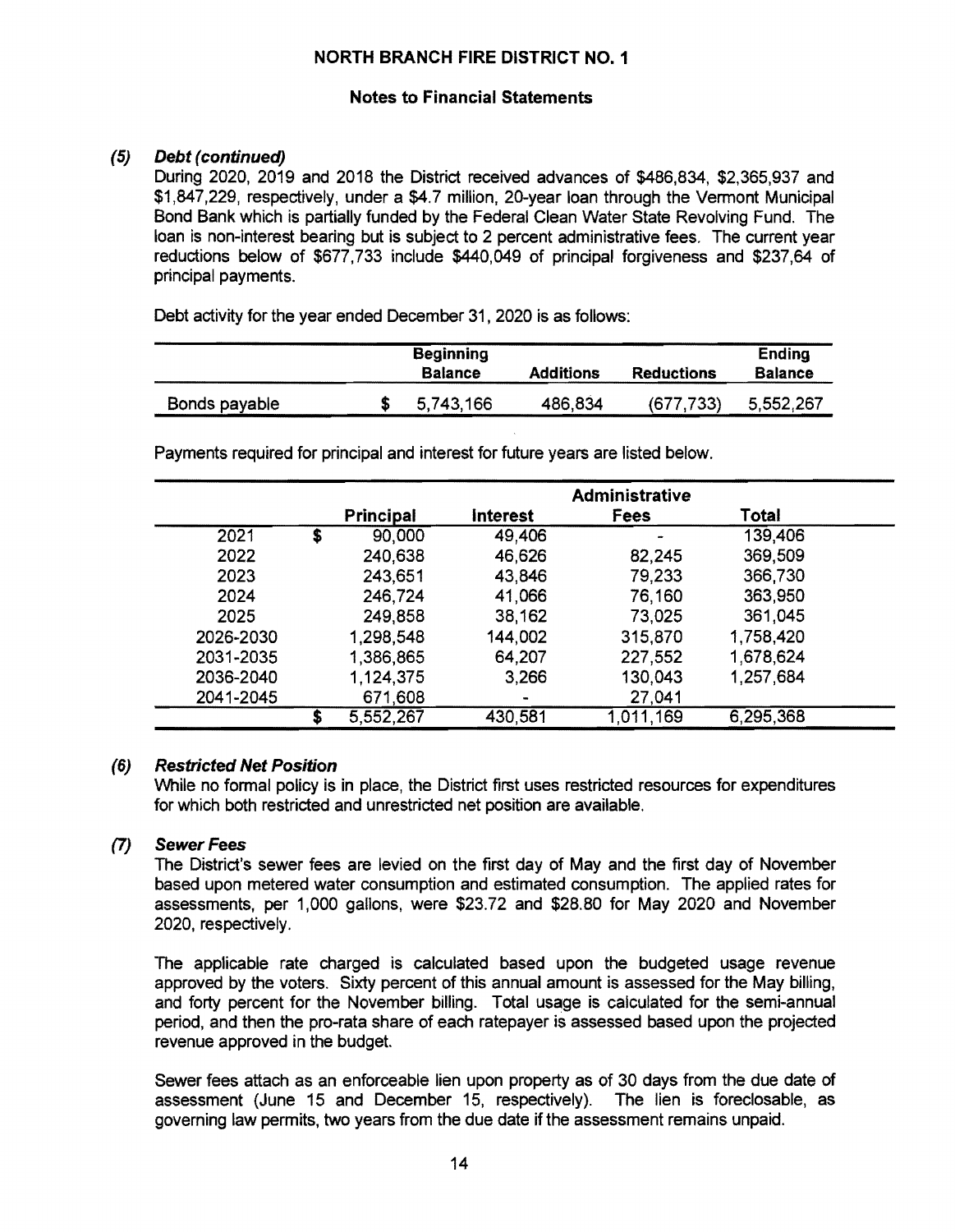# NORTH BRANCH FIRE DISTRICT NO. 1

## Notes to Financial Statements

### (5) *Debt (continued)*

During 2020, 2019 and 2018 the District received advances of $486,834, $2,365,937 and $1,847,229, respectively, under a $4.7 million, 20-year loan through the Vermont Municipal Bond Bank which is partially funded by the Federal Clean Water State Revolving Fund. The loan is non-interest bearing but is subject to 2 percent administrative fees. The current year reductions below of $677,733 include $440,049 of principal forgiveness and $237,64 of principal payments.

Debt activity for the year ended December 31, 2020 is as follows:

| | Beginning Balance | Additions | Reductions | Ending Balance |
|---|---|---|---|---|
| Bonds payable | $ 5,743,166 | 486,834 | (677,733) | 5,552,267 |

Payments required for principal and interest for future years are listed below.

| | Principal | Interest | Administrative Fees | Total |
|---|---|---|---|---|
| 2021 | $ 90,000 | 49,406 | - | 139,406 |
| 2022 | 240,638 | 46,626 | 82,245 | 369,509 |
| 2023 | 243,651 | 43,846 | 79,233 | 366,730 |
| 2024 | 246,724 | 41,066 | 76,160 | 363,950 |
| 2025 | 249,858 | 38,162 | 73,025 | 361,045 |
| 2026-2030 | 1,298,548 | 144,002 | 315,870 | 1,758,420 |
| 2031-2035 | 1,386,865 | 64,207 | 227,552 | 1,678,624 |
| 2036-2040 | 1,124,375 | 3,266 | 130,043 | 1,257,684 |
| 2041-2045 | 671,608 | - | 27,041 | |
| | $ 5,552,267 | 430,581 | 1,011,169 | 6,295,368 |

### (6) *Restricted Net Position*

While no formal policy is in place, the District first uses restricted resources for expenditures for which both restricted and unrestricted net position are available.

### (7) *Sewer Fees*

The District's sewer fees are levied on the first day of May and the first day of November based upon metered water consumption and estimated consumption. The applied rates for assessments, per 1,000 gallons, were $23.72 and $28.80 for May 2020 and November 2020, respectively.

The applicable rate charged is calculated based upon the budgeted usage revenue approved by the voters. Sixty percent of this annual amount is assessed for the May billing, and forty percent for the November billing. Total usage is calculated for the semi-annual period, and then the pro-rata share of each ratepayer is assessed based upon the projected revenue approved in the budget.

Sewer fees attach as an enforceable lien upon property as of 30 days from the due date of assessment (June 15 and December 15, respectively). The lien is foreclosable, as governing law permits, two years from the due date if the assessment remains unpaid.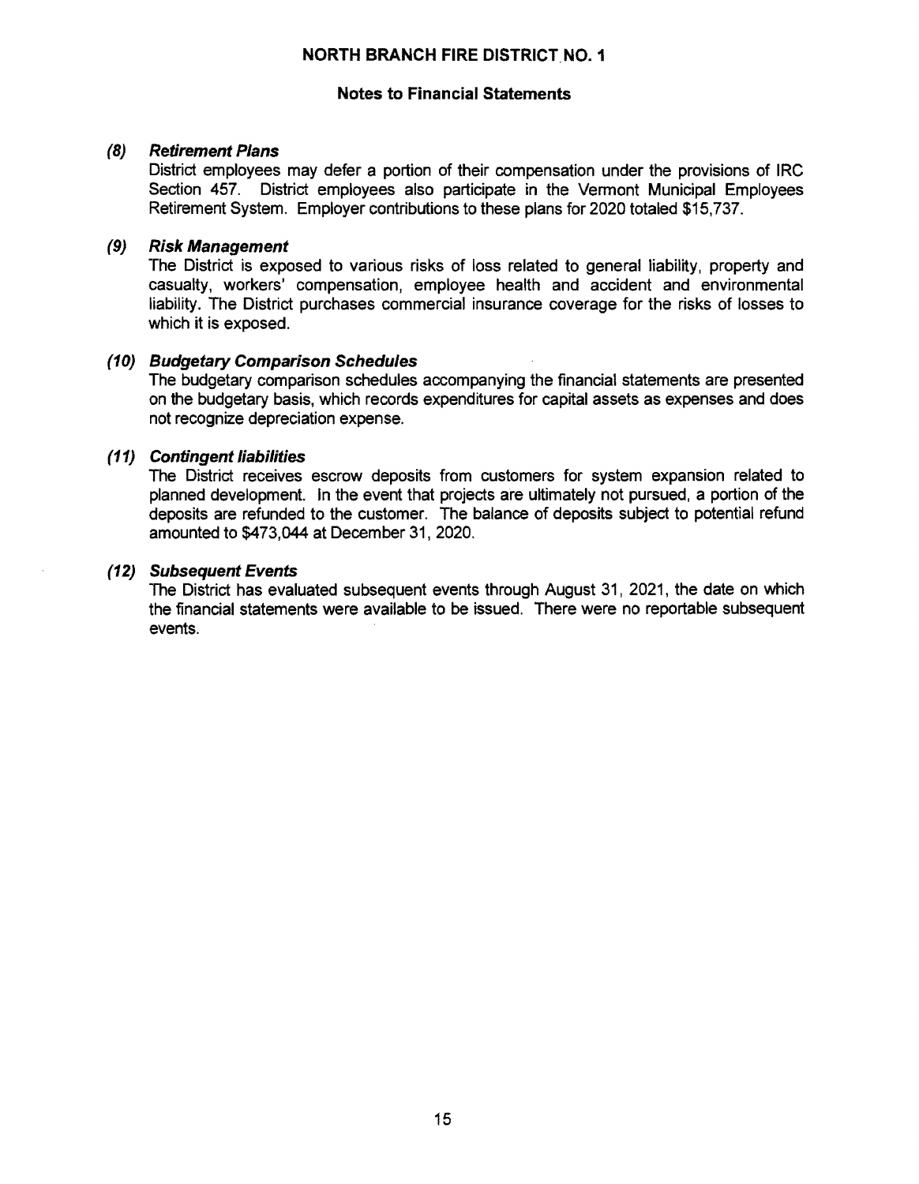# NORTH BRANCH FIRE DISTRICT NO. 1

## Notes to Financial Statements

### *(8) Retirement Plans*

District employees may defer a portion of their compensation under the provisions of IRC Section 457. District employees also participate in the Vermont Municipal Employees Retirement System. Employer contributions to these plans for 2020 totaled $15,737.

### *(9) Risk Management*

The District is exposed to various risks of loss related to general liability, property and casualty, workers' compensation, employee health and accident and environmental liability. The District purchases commercial insurance coverage for the risks of losses to which it is exposed.

### *(10) Budgetary Comparison Schedules*

The budgetary comparison schedules accompanying the financial statements are presented on the budgetary basis, which records expenditures for capital assets as expenses and does not recognize depreciation expense.

### *(11) Contingent liabilities*

The District receives escrow deposits from customers for system expansion related to planned development. In the event that projects are ultimately not pursued, a portion of the deposits are refunded to the customer. The balance of deposits subject to potential refund amounted to $473,044 at December 31, 2020.

### *(12) Subsequent Events*

The District has evaluated subsequent events through August 31, 2021, the date on which the financial statements were available to be issued. There were no reportable subsequent events.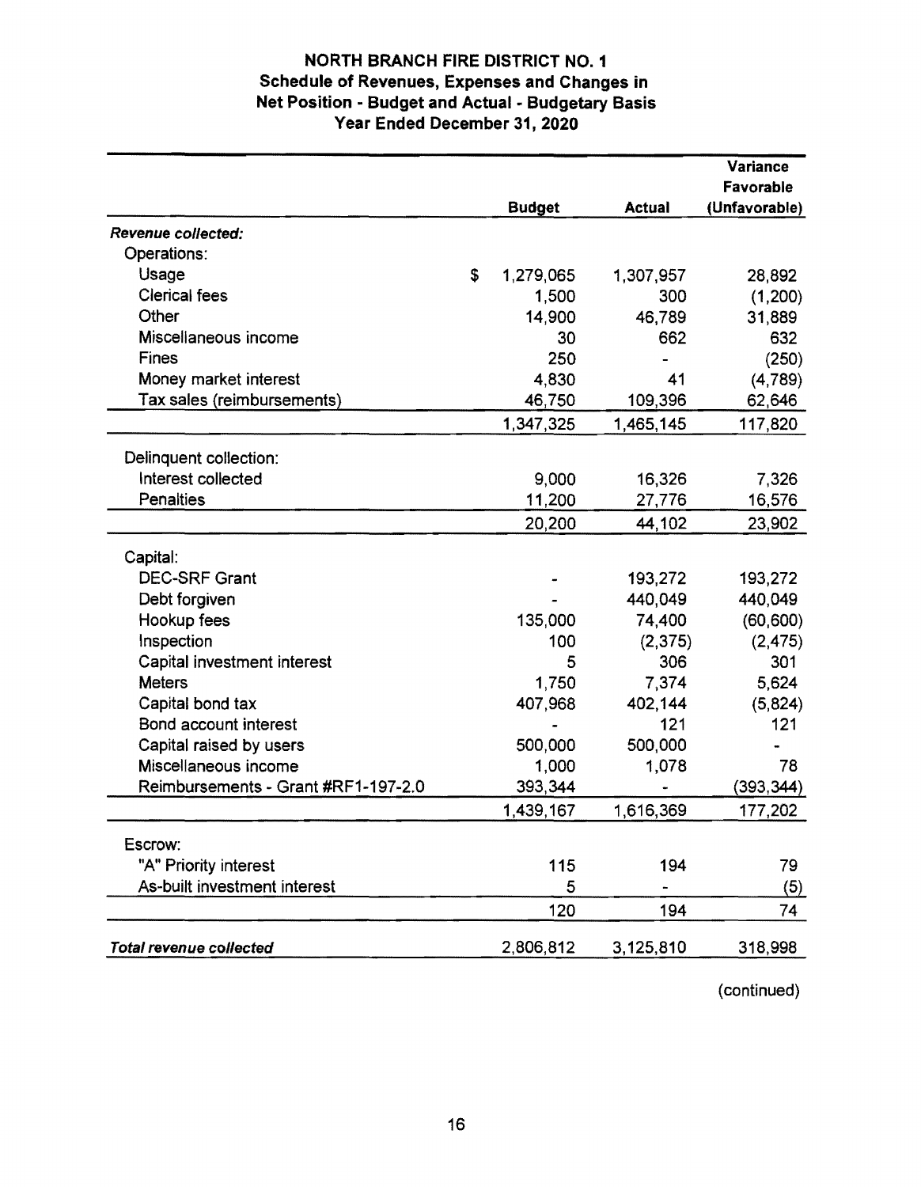**NORTH BRANCH FIRE DISTRICT NO. 1**
**Schedule of Revenues, Expenses and Changes in Net Position - Budget and Actual - Budgetary Basis**
**Year Ended December 31, 2020**

| | Budget | Actual | Variance Favorable (Unfavorable) |
|---|---|---|---|
| ***Revenue collected:*** | | | |
| Operations: | | | |
| Usage | $ 1,279,065 | 1,307,957 | 28,892 |
| Clerical fees | 1,500 | 300 | (1,200) |
| Other | 14,900 | 46,789 | 31,889 |
| Miscellaneous income | 30 | 662 | 632 |
| Fines | 250 | - | (250) |
| Money market interest | 4,830 | 41 | (4,789) |
| Tax sales (reimbursements) | 46,750 | 109,396 | 62,646 |
| | 1,347,325 | 1,465,145 | 117,820 |
| Delinquent collection: | | | |
| Interest collected | 9,000 | 16,326 | 7,326 |
| Penalties | 11,200 | 27,776 | 16,576 |
| | 20,200 | 44,102 | 23,902 |
| Capital: | | | |
| DEC-SRF Grant | - | 193,272 | 193,272 |
| Debt forgiven | - | 440,049 | 440,049 |
| Hookup fees | 135,000 | 74,400 | (60,600) |
| Inspection | 100 | (2,375) | (2,475) |
| Capital investment interest | 5 | 306 | 301 |
| Meters | 1,750 | 7,374 | 5,624 |
| Capital bond tax | 407,968 | 402,144 | (5,824) |
| Bond account interest | - | 121 | 121 |
| Capital raised by users | 500,000 | 500,000 | - |
| Miscellaneous income | 1,000 | 1,078 | 78 |
| Reimbursements - Grant #RF1-197-2.0 | 393,344 | - | (393,344) |
| | 1,439,167 | 1,616,369 | 177,202 |
| Escrow: | | | |
| "A" Priority interest | 115 | 194 | 79 |
| As-built investment interest | 5 | - | (5) |
| | 120 | 194 | 74 |
| ***Total revenue collected*** | 2,806,812 | 3,125,810 | 318,998 |

(continued)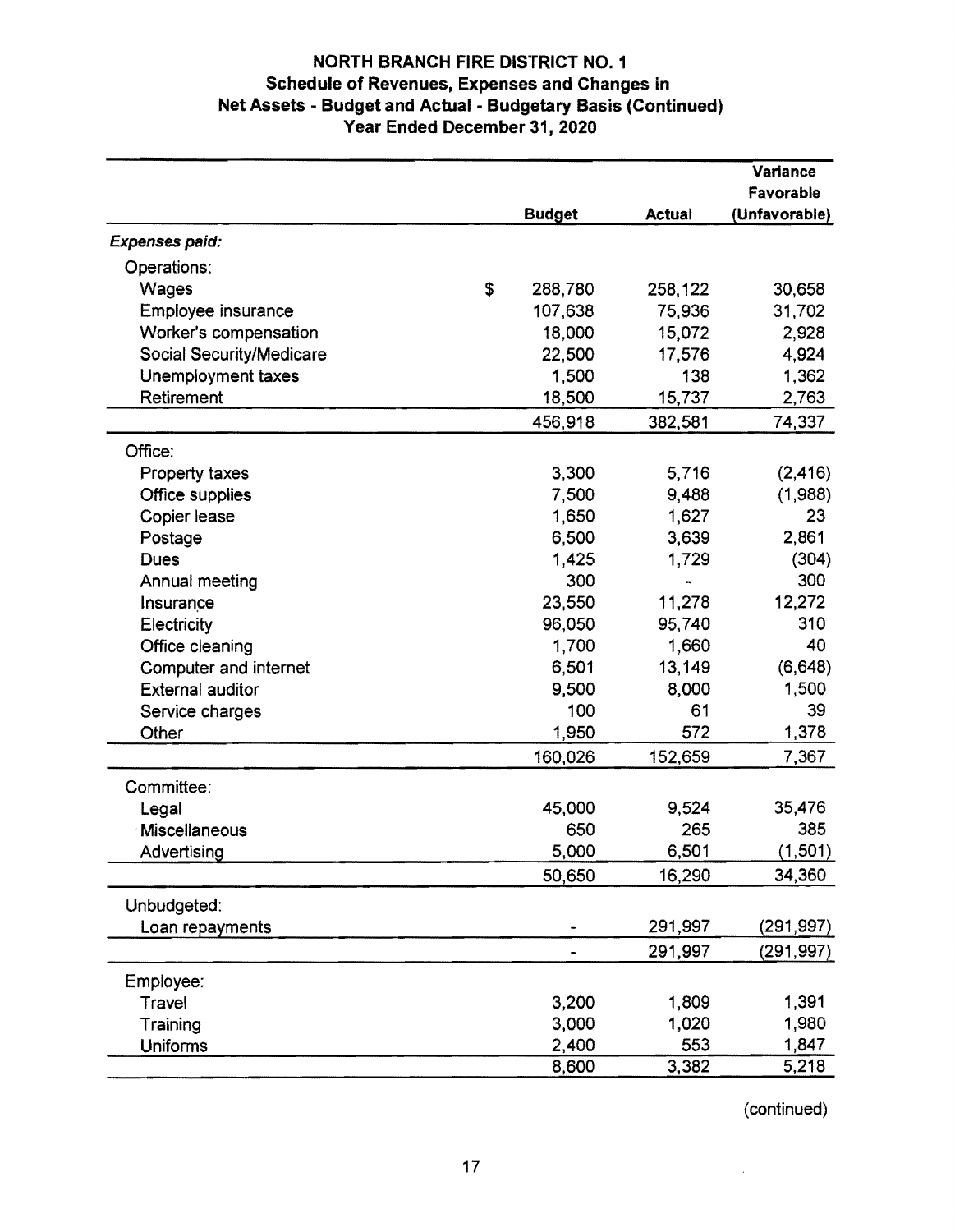# NORTH BRANCH FIRE DISTRICT NO. 1

## Schedule of Revenues, Expenses and Changes in Net Assets - Budget and Actual - Budgetary Basis (Continued)

### Year Ended December 31, 2020

| | Budget | Actual | Variance Favorable (Unfavorable) |
|---|---|---|---|
| ***Expenses paid:*** | | | |
| Operations: | | | |
| Wages | $ 288,780 | 258,122 | 30,658 |
| Employee insurance | 107,638 | 75,936 | 31,702 |
| Worker's compensation | 18,000 | 15,072 | 2,928 |
| Social Security/Medicare | 22,500 | 17,576 | 4,924 |
| Unemployment taxes | 1,500 | 138 | 1,362 |
| Retirement | 18,500 | 15,737 | 2,763 |
| | 456,918 | 382,581 | 74,337 |
| Office: | | | |
| Property taxes | 3,300 | 5,716 | (2,416) |
| Office supplies | 7,500 | 9,488 | (1,988) |
| Copier lease | 1,650 | 1,627 | 23 |
| Postage | 6,500 | 3,639 | 2,861 |
| Dues | 1,425 | 1,729 | (304) |
| Annual meeting | 300 | - | 300 |
| Insurance | 23,550 | 11,278 | 12,272 |
| Electricity | 96,050 | 95,740 | 310 |
| Office cleaning | 1,700 | 1,660 | 40 |
| Computer and internet | 6,501 | 13,149 | (6,648) |
| External auditor | 9,500 | 8,000 | 1,500 |
| Service charges | 100 | 61 | 39 |
| Other | 1,950 | 572 | 1,378 |
| | 160,026 | 152,659 | 7,367 |
| Committee: | | | |
| Legal | 45,000 | 9,524 | 35,476 |
| Miscellaneous | 650 | 265 | 385 |
| Advertising | 5,000 | 6,501 | (1,501) |
| | 50,650 | 16,290 | 34,360 |
| Unbudgeted: | | | |
| Loan repayments | - | 291,997 | (291,997) |
| | - | 291,997 | (291,997) |
| Employee: | | | |
| Travel | 3,200 | 1,809 | 1,391 |
| Training | 3,000 | 1,020 | 1,980 |
| Uniforms | 2,400 | 553 | 1,847 |
| | 8,600 | 3,382 | 5,218 |

(continued)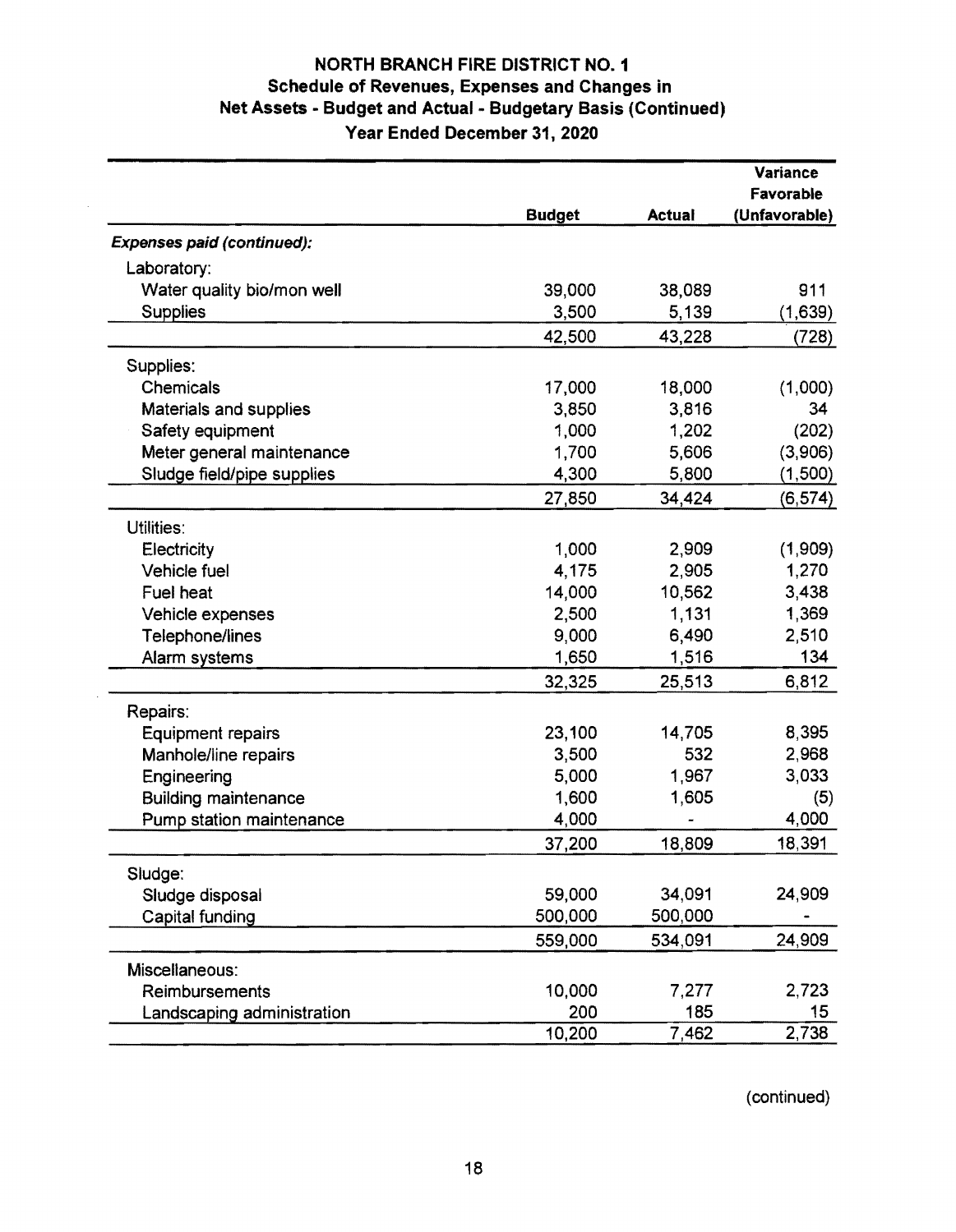# NORTH BRANCH FIRE DISTRICT NO. 1
## Schedule of Revenues, Expenses and Changes in Net Assets - Budget and Actual - Budgetary Basis (Continued)
### Year Ended December 31, 2020

| | Budget | Actual | Variance Favorable (Unfavorable) |
|---|---|---|---|
| ***Expenses paid (continued):*** | | | |
| Laboratory: | | | |
| Water quality bio/mon well | 39,000 | 38,089 | 911 |
| Supplies | 3,500 | 5,139 | (1,639) |
| | 42,500 | 43,228 | (728) |
| Supplies: | | | |
| Chemicals | 17,000 | 18,000 | (1,000) |
| Materials and supplies | 3,850 | 3,816 | 34 |
| Safety equipment | 1,000 | 1,202 | (202) |
| Meter general maintenance | 1,700 | 5,606 | (3,906) |
| Sludge field/pipe supplies | 4,300 | 5,800 | (1,500) |
| | 27,850 | 34,424 | (6,574) |
| Utilities: | | | |
| Electricity | 1,000 | 2,909 | (1,909) |
| Vehicle fuel | 4,175 | 2,905 | 1,270 |
| Fuel heat | 14,000 | 10,562 | 3,438 |
| Vehicle expenses | 2,500 | 1,131 | 1,369 |
| Telephone/lines | 9,000 | 6,490 | 2,510 |
| Alarm systems | 1,650 | 1,516 | 134 |
| | 32,325 | 25,513 | 6,812 |
| Repairs: | | | |
| Equipment repairs | 23,100 | 14,705 | 8,395 |
| Manhole/line repairs | 3,500 | 532 | 2,968 |
| Engineering | 5,000 | 1,967 | 3,033 |
| Building maintenance | 1,600 | 1,605 | (5) |
| Pump station maintenance | 4,000 | - | 4,000 |
| | 37,200 | 18,809 | 18,391 |
| Sludge: | | | |
| Sludge disposal | 59,000 | 34,091 | 24,909 |
| Capital funding | 500,000 | 500,000 | - |
| | 559,000 | 534,091 | 24,909 |
| Miscellaneous: | | | |
| Reimbursements | 10,000 | 7,277 | 2,723 |
| Landscaping administration | 200 | 185 | 15 |
| | 10,200 | 7,462 | 2,738 |

(continued)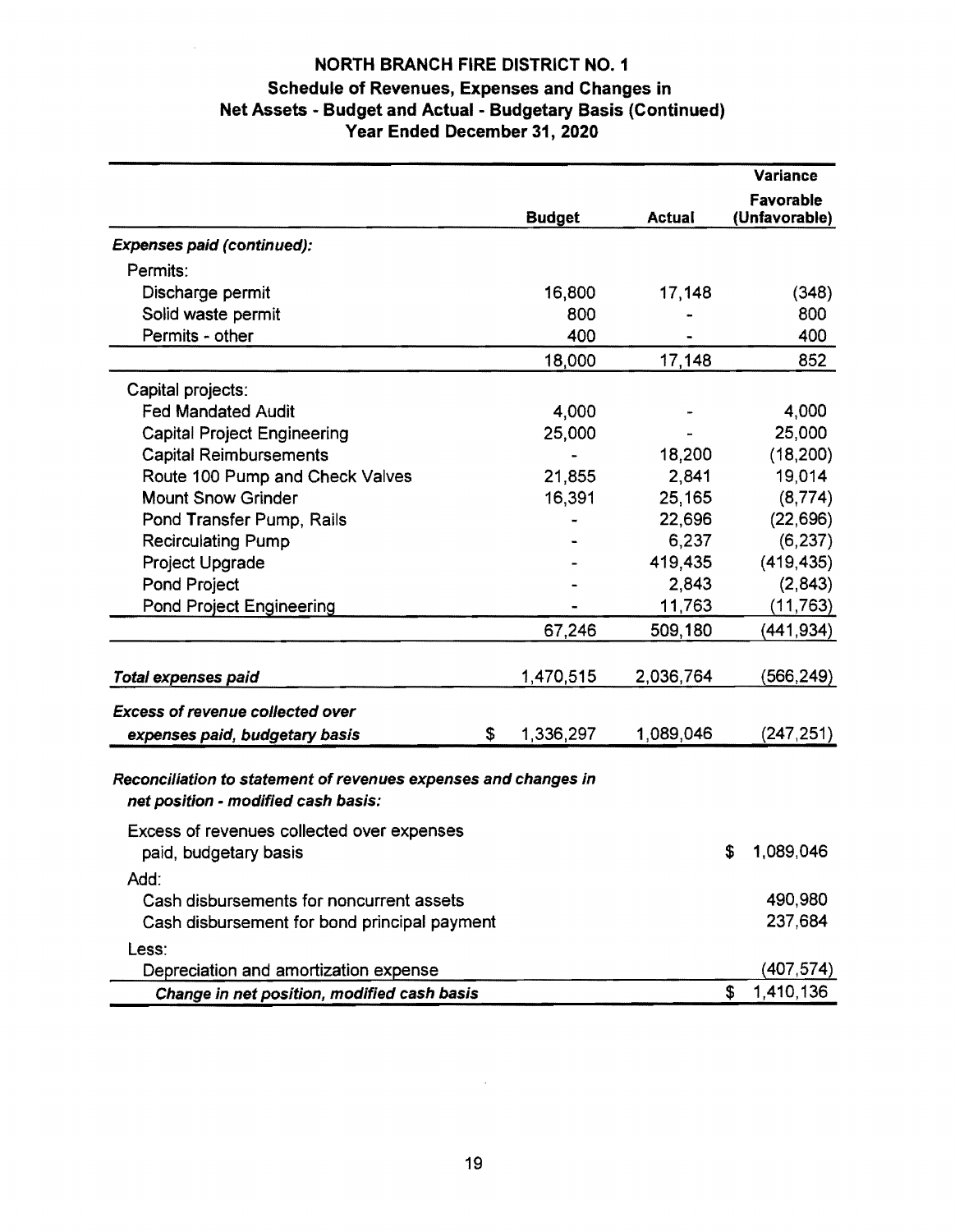# NORTH BRANCH FIRE DISTRICT NO. 1

## Schedule of Revenues, Expenses and Changes in Net Assets - Budget and Actual - Budgetary Basis (Continued)

### Year Ended December 31, 2020

| | Budget | Actual | Variance Favorable (Unfavorable) |
|---|---|---|---|
| ***Expenses paid (continued):*** | | | |
| Permits: | | | |
| Discharge permit | 16,800 | 17,148 | (348) |
| Solid waste permit | 800 | - | 800 |
| Permits - other | 400 | - | 400 |
| | 18,000 | 17,148 | 852 |
| Capital projects: | | | |
| Fed Mandated Audit | 4,000 | - | 4,000 |
| Capital Project Engineering | 25,000 | - | 25,000 |
| Capital Reimbursements | - | 18,200 | (18,200) |
| Route 100 Pump and Check Valves | 21,855 | 2,841 | 19,014 |
| Mount Snow Grinder | 16,391 | 25,165 | (8,774) |
| Pond Transfer Pump, Rails | - | 22,696 | (22,696) |
| Recirculating Pump | - | 6,237 | (6,237) |
| Project Upgrade | - | 419,435 | (419,435) |
| Pond Project | - | 2,843 | (2,843) |
| Pond Project Engineering | - | 11,763 | (11,763) |
| | 67,246 | 509,180 | (441,934) |
| ***Total expenses paid*** | 1,470,515 | 2,036,764 | (566,249) |
| ***Excess of revenue collected over expenses paid, budgetary basis*** | $ 1,336,297 | 1,089,046 | (247,251) |

***Reconciliation to statement of revenues expenses and changes in net position - modified cash basis:***

| | |
|---|---|
| Excess of revenues collected over expenses paid, budgetary basis | $ 1,089,046 |
| Add: | |
| Cash disbursements for noncurrent assets | 490,980 |
| Cash disbursement for bond principal payment | 237,684 |
| Less: | |
| Depreciation and amortization expense | (407,574) |
| ***Change in net position, modified cash basis*** | $ 1,410,136 |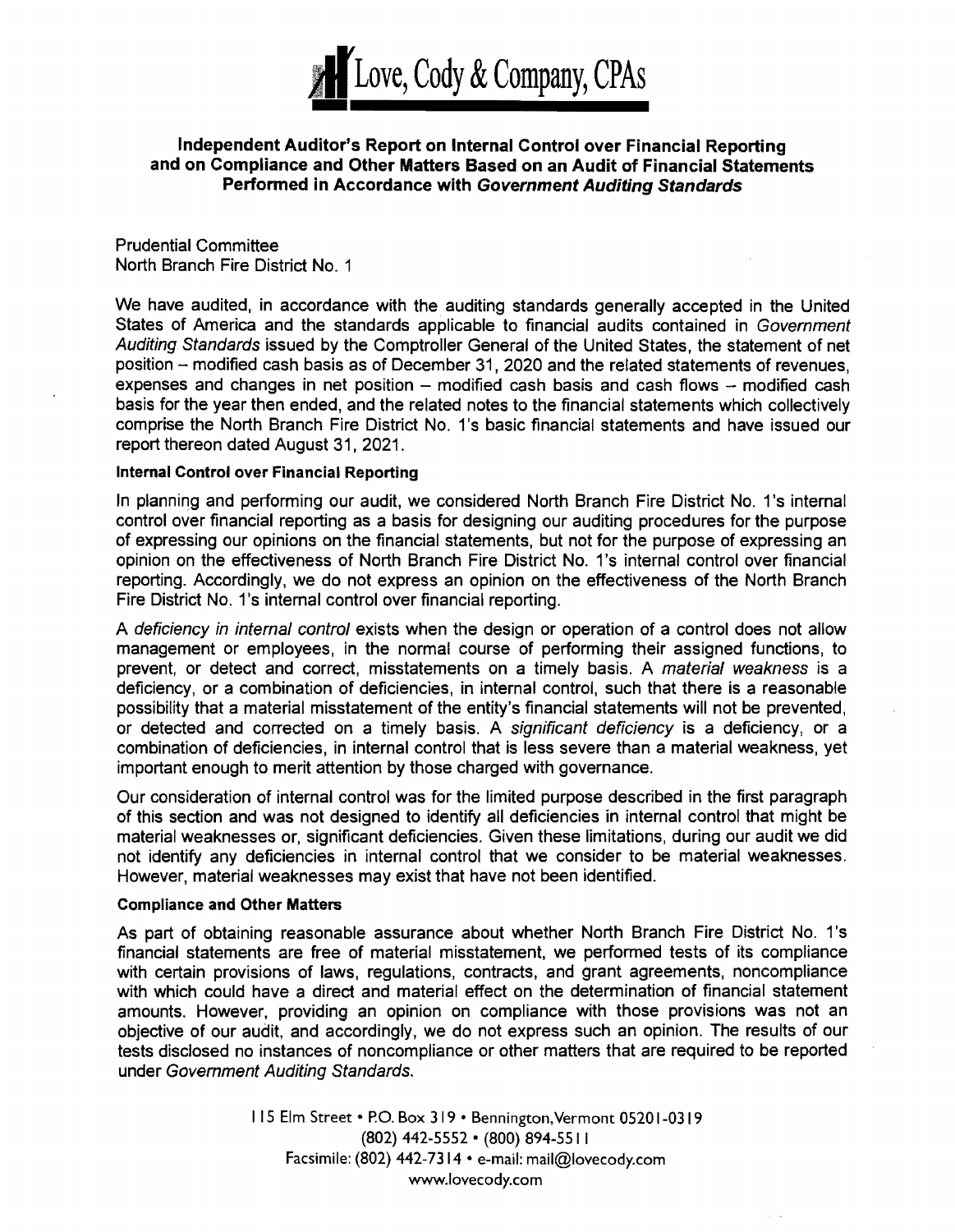Love, Cody & Company, CPAs

# Independent Auditor's Report on Internal Control over Financial Reporting and on Compliance and Other Matters Based on an Audit of Financial Statements Performed in Accordance with *Government Auditing Standards*

Prudential Committee
North Branch Fire District No. 1

We have audited, in accordance with the auditing standards generally accepted in the United States of America and the standards applicable to financial audits contained in *Government Auditing Standards* issued by the Comptroller General of the United States, the statement of net position – modified cash basis as of December 31, 2020 and the related statements of revenues, expenses and changes in net position – modified cash basis and cash flows – modified cash basis for the year then ended, and the related notes to the financial statements which collectively comprise the North Branch Fire District No. 1's basic financial statements and have issued our report thereon dated August 31, 2021.

**Internal Control over Financial Reporting**

In planning and performing our audit, we considered North Branch Fire District No. 1's internal control over financial reporting as a basis for designing our auditing procedures for the purpose of expressing our opinions on the financial statements, but not for the purpose of expressing an opinion on the effectiveness of North Branch Fire District No. 1's internal control over financial reporting. Accordingly, we do not express an opinion on the effectiveness of the North Branch Fire District No. 1's internal control over financial reporting.

A *deficiency in internal control* exists when the design or operation of a control does not allow management or employees, in the normal course of performing their assigned functions, to prevent, or detect and correct, misstatements on a timely basis. A *material weakness* is a deficiency, or a combination of deficiencies, in internal control, such that there is a reasonable possibility that a material misstatement of the entity's financial statements will not be prevented, or detected and corrected on a timely basis. A *significant deficiency* is a deficiency, or a combination of deficiencies, in internal control that is less severe than a material weakness, yet important enough to merit attention by those charged with governance.

Our consideration of internal control was for the limited purpose described in the first paragraph of this section and was not designed to identify all deficiencies in internal control that might be material weaknesses or, significant deficiencies. Given these limitations, during our audit we did not identify any deficiencies in internal control that we consider to be material weaknesses. However, material weaknesses may exist that have not been identified.

**Compliance and Other Matters**

As part of obtaining reasonable assurance about whether North Branch Fire District No. 1's financial statements are free of material misstatement, we performed tests of its compliance with certain provisions of laws, regulations, contracts, and grant agreements, noncompliance with which could have a direct and material effect on the determination of financial statement amounts. However, providing an opinion on compliance with those provisions was not an objective of our audit, and accordingly, we do not express such an opinion. The results of our tests disclosed no instances of noncompliance or other matters that are required to be reported under *Government Auditing Standards*.

115 Elm Street • P.O. Box 319 • Bennington, Vermont 05201-0319
(802) 442-5552 • (800) 894-5511
Facsimile: (802) 442-7314 • e-mail: mail@lovecody.com
www.lovecody.com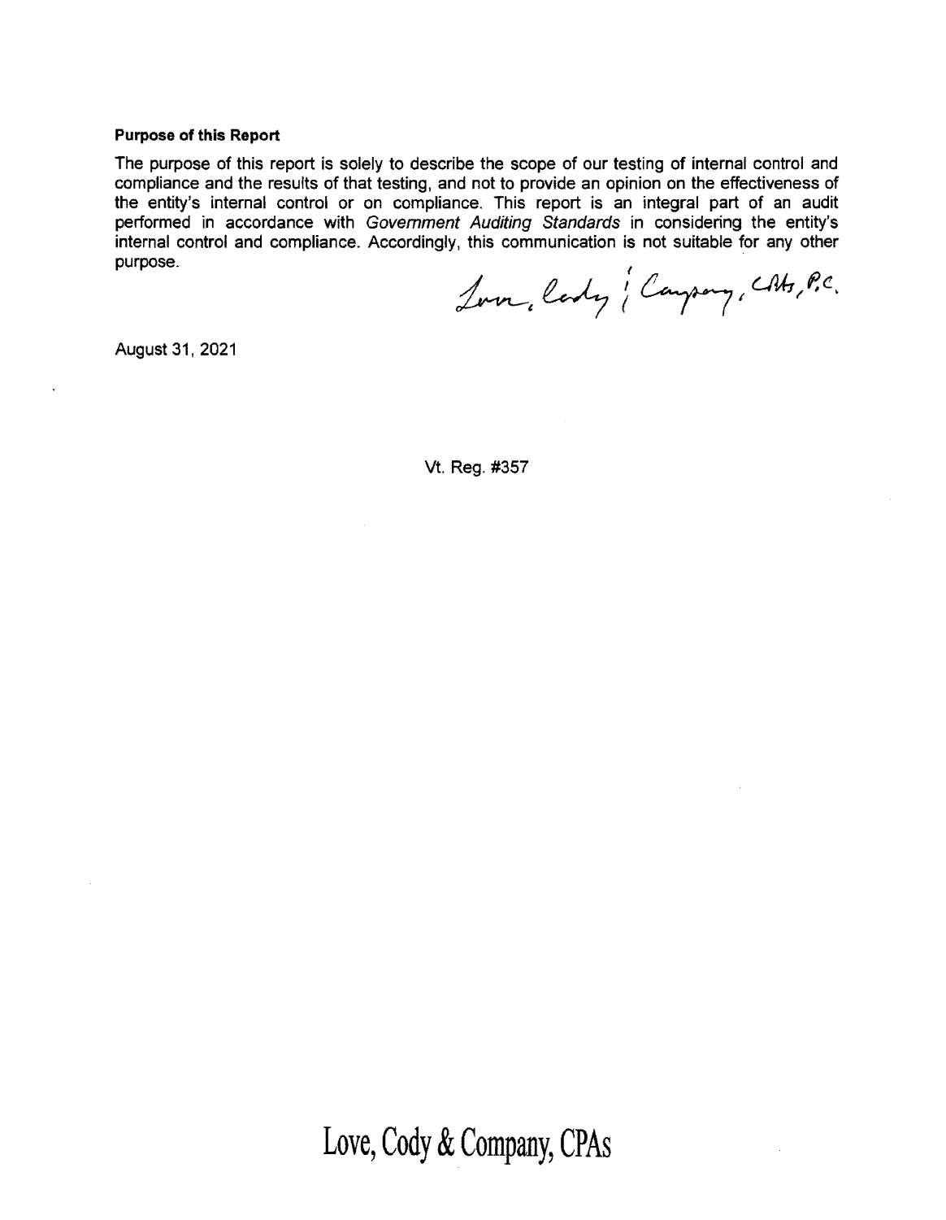**Purpose of this Report**

The purpose of this report is solely to describe the scope of our testing of internal control and compliance and the results of that testing, and not to provide an opinion on the effectiveness of the entity's internal control or on compliance. This report is an integral part of an audit performed in accordance with *Government Auditing Standards* in considering the entity's internal control and compliance. Accordingly, this communication is not suitable for any other purpose.

Love, Cody & Company, CPAs, P.C.

August 31, 2021

Vt. Reg. #357

Love, Cody & Company, CPAs